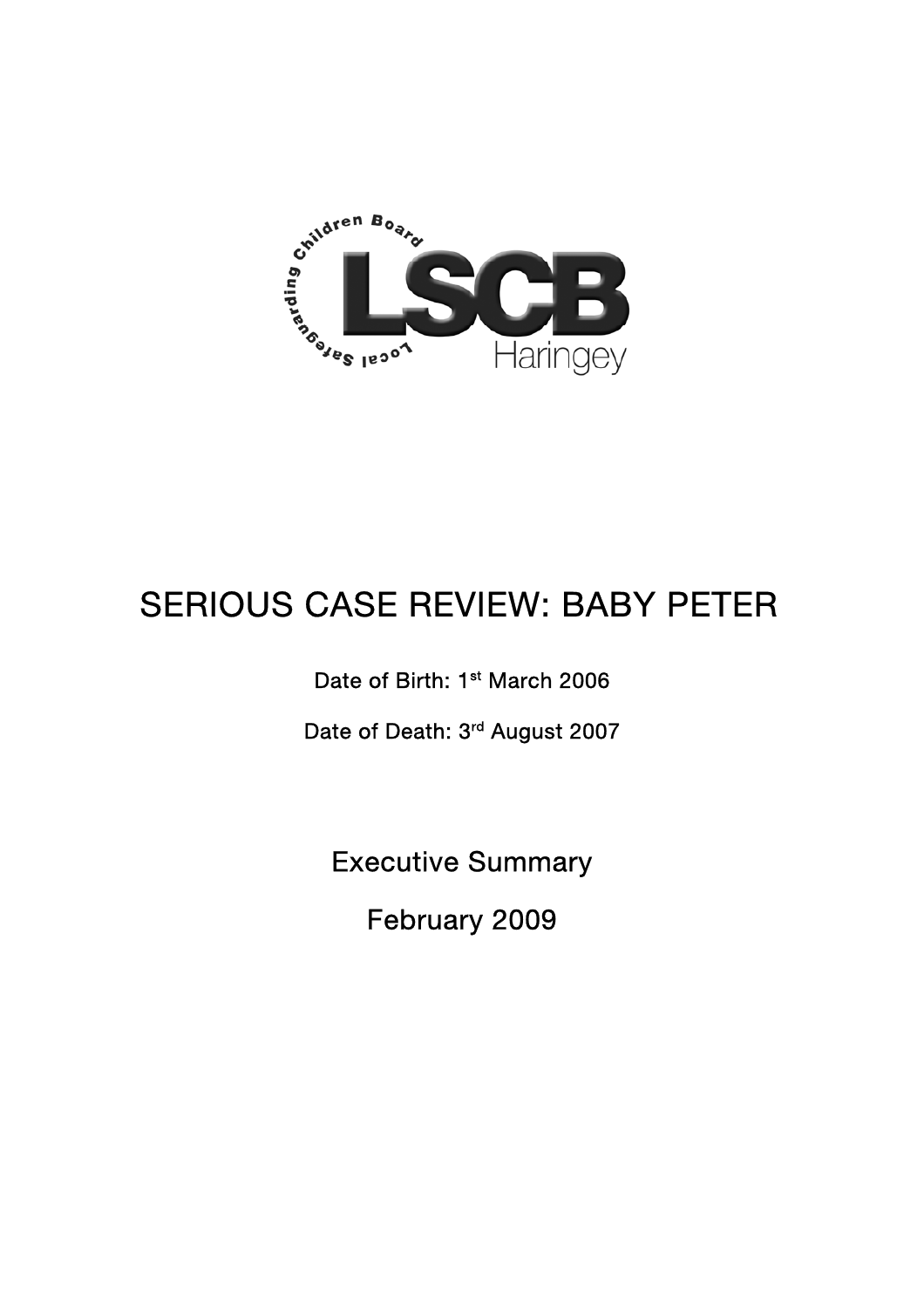Local Safeguarding Children Board

LSCB

Haringey

# SERIOUS CASE REVIEW: BABY PETER

Date of Birth: 1st March 2006

Date of Death: 3rd August 2007

## Executive Summary

February 2009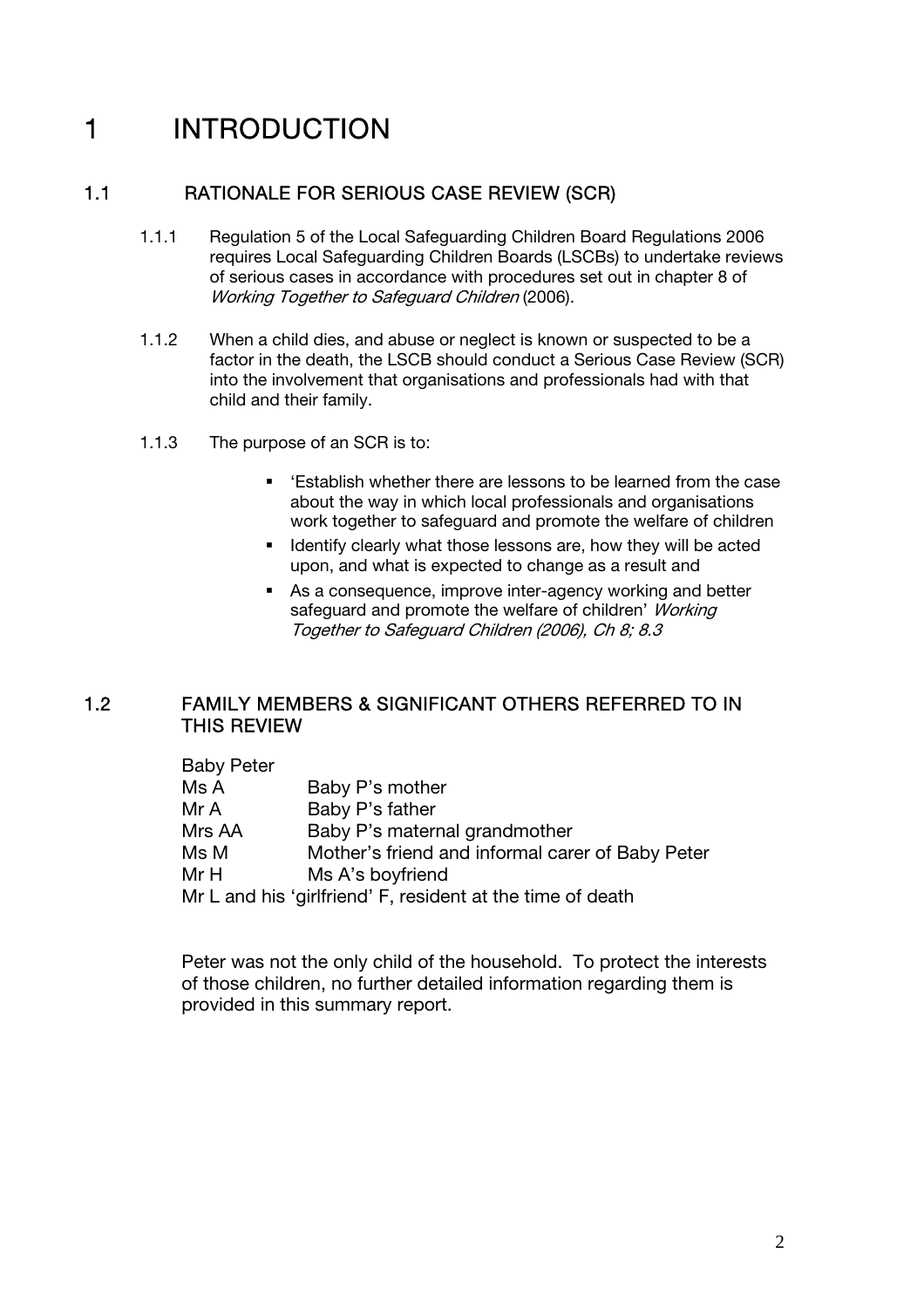# 1 INTRODUCTION

## 1.1 RATIONALE FOR SERIOUS CASE REVIEW (SCR)

1.1.1 Regulation 5 of the Local Safeguarding Children Board Regulations 2006 requires Local Safeguarding Children Boards (LSCBs) to undertake reviews of serious cases in accordance with procedures set out in chapter 8 of *Working Together to Safeguard Children* (2006).

1.1.2 When a child dies, and abuse or neglect is known or suspected to be a factor in the death, the LSCB should conduct a Serious Case Review (SCR) into the involvement that organisations and professionals had with that child and their family.

1.1.3 The purpose of an SCR is to:

- 'Establish whether there are lessons to be learned from the case about the way in which local professionals and organisations work together to safeguard and promote the welfare of children
- Identify clearly what those lessons are, how they will be acted upon, and what is expected to change as a result and
- As a consequence, improve inter-agency working and better safeguard and promote the welfare of children' *Working Together to Safeguard Children (2006), Ch 8; 8.3*

## 1.2 FAMILY MEMBERS & SIGNIFICANT OTHERS REFERRED TO IN THIS REVIEW

Baby Peter

| | |
|---|---|
| Ms A | Baby P's mother |
| Mr A | Baby P's father |
| Mrs AA | Baby P's maternal grandmother |
| Ms M | Mother's friend and informal carer of Baby Peter |
| Mr H | Ms A's boyfriend |

Mr L and his 'girlfriend' F, resident at the time of death

Peter was not the only child of the household. To protect the interests of those children, no further detailed information regarding them is provided in this summary report.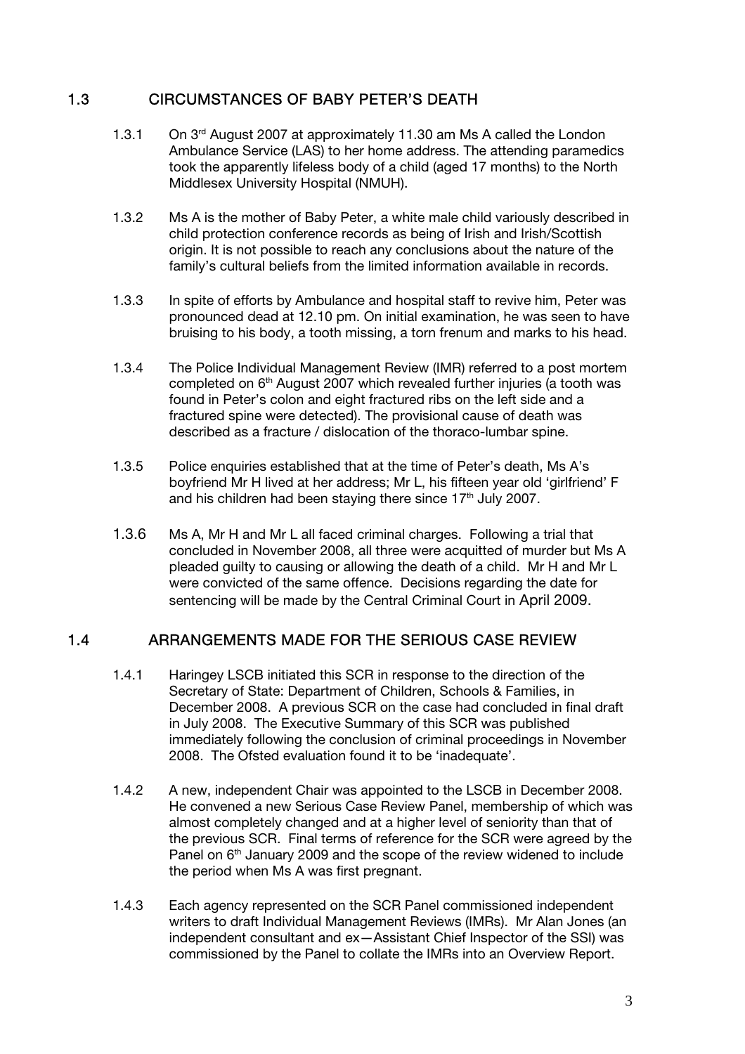## 1.3 CIRCUMSTANCES OF BABY PETER'S DEATH

1.3.1 On 3rd August 2007 at approximately 11.30 am Ms A called the London Ambulance Service (LAS) to her home address. The attending paramedics took the apparently lifeless body of a child (aged 17 months) to the North Middlesex University Hospital (NMUH).

1.3.2 Ms A is the mother of Baby Peter, a white male child variously described in child protection conference records as being of Irish and Irish/Scottish origin. It is not possible to reach any conclusions about the nature of the family's cultural beliefs from the limited information available in records.

1.3.3 In spite of efforts by Ambulance and hospital staff to revive him, Peter was pronounced dead at 12.10 pm. On initial examination, he was seen to have bruising to his body, a tooth missing, a torn frenum and marks to his head.

1.3.4 The Police Individual Management Review (IMR) referred to a post mortem completed on 6th August 2007 which revealed further injuries (a tooth was found in Peter's colon and eight fractured ribs on the left side and a fractured spine were detected). The provisional cause of death was described as a fracture / dislocation of the thoraco-lumbar spine.

1.3.5 Police enquiries established that at the time of Peter's death, Ms A's boyfriend Mr H lived at her address; Mr L, his fifteen year old 'girlfriend' F and his children had been staying there since 17th July 2007.

1.3.6 Ms A, Mr H and Mr L all faced criminal charges. Following a trial that concluded in November 2008, all three were acquitted of murder but Ms A pleaded guilty to causing or allowing the death of a child. Mr H and Mr L were convicted of the same offence. Decisions regarding the date for sentencing will be made by the Central Criminal Court in April 2009.

## 1.4 ARRANGEMENTS MADE FOR THE SERIOUS CASE REVIEW

1.4.1 Haringey LSCB initiated this SCR in response to the direction of the Secretary of State: Department of Children, Schools & Families, in December 2008. A previous SCR on the case had concluded in final draft in July 2008. The Executive Summary of this SCR was published immediately following the conclusion of criminal proceedings in November 2008. The Ofsted evaluation found it to be 'inadequate'.

1.4.2 A new, independent Chair was appointed to the LSCB in December 2008. He convened a new Serious Case Review Panel, membership of which was almost completely changed and at a higher level of seniority than that of the previous SCR. Final terms of reference for the SCR were agreed by the Panel on 6th January 2009 and the scope of the review widened to include the period when Ms A was first pregnant.

1.4.3 Each agency represented on the SCR Panel commissioned independent writers to draft Individual Management Reviews (IMRs). Mr Alan Jones (an independent consultant and ex—Assistant Chief Inspector of the SSI) was commissioned by the Panel to collate the IMRs into an Overview Report.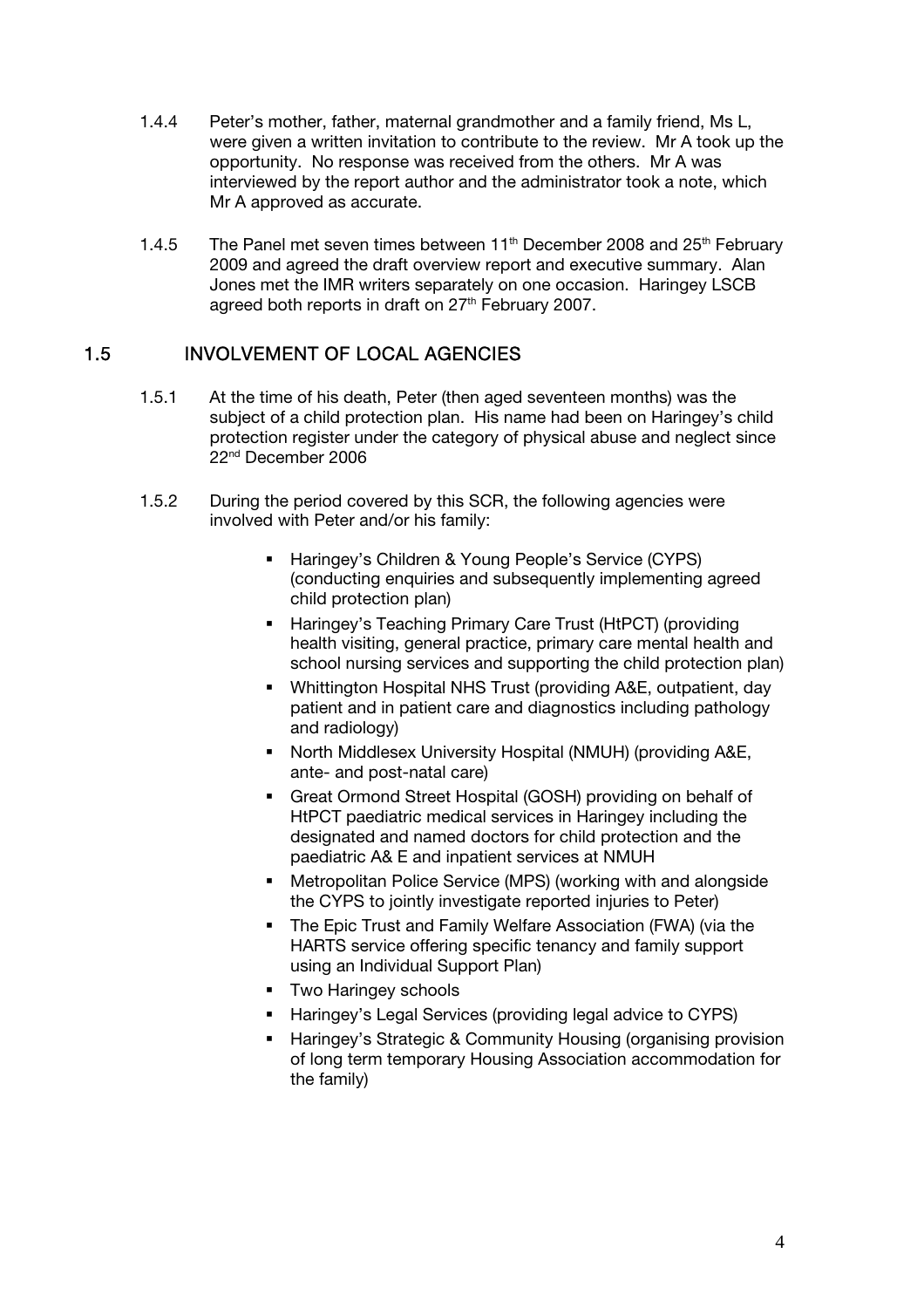1.4.4 Peter's mother, father, maternal grandmother and a family friend, Ms L, were given a written invitation to contribute to the review. Mr A took up the opportunity. No response was received from the others. Mr A was interviewed by the report author and the administrator took a note, which Mr A approved as accurate.

1.4.5 The Panel met seven times between 11th December 2008 and 25th February 2009 and agreed the draft overview report and executive summary. Alan Jones met the IMR writers separately on one occasion. Haringey LSCB agreed both reports in draft on 27th February 2007.

## 1.5 INVOLVEMENT OF LOCAL AGENCIES

1.5.1 At the time of his death, Peter (then aged seventeen months) was the subject of a child protection plan. His name had been on Haringey's child protection register under the category of physical abuse and neglect since 22nd December 2006

1.5.2 During the period covered by this SCR, the following agencies were involved with Peter and/or his family:

- Haringey's Children & Young People's Service (CYPS) (conducting enquiries and subsequently implementing agreed child protection plan)
- Haringey's Teaching Primary Care Trust (HtPCT) (providing health visiting, general practice, primary care mental health and school nursing services and supporting the child protection plan)
- Whittington Hospital NHS Trust (providing A&E, outpatient, day patient and in patient care and diagnostics including pathology and radiology)
- North Middlesex University Hospital (NMUH) (providing A&E, ante- and post-natal care)
- Great Ormond Street Hospital (GOSH) providing on behalf of HtPCT paediatric medical services in Haringey including the designated and named doctors for child protection and the paediatric A& E and inpatient services at NMUH
- Metropolitan Police Service (MPS) (working with and alongside the CYPS to jointly investigate reported injuries to Peter)
- The Epic Trust and Family Welfare Association (FWA) (via the HARTS service offering specific tenancy and family support using an Individual Support Plan)
- Two Haringey schools
- Haringey's Legal Services (providing legal advice to CYPS)
- Haringey's Strategic & Community Housing (organising provision of long term temporary Housing Association accommodation for the family)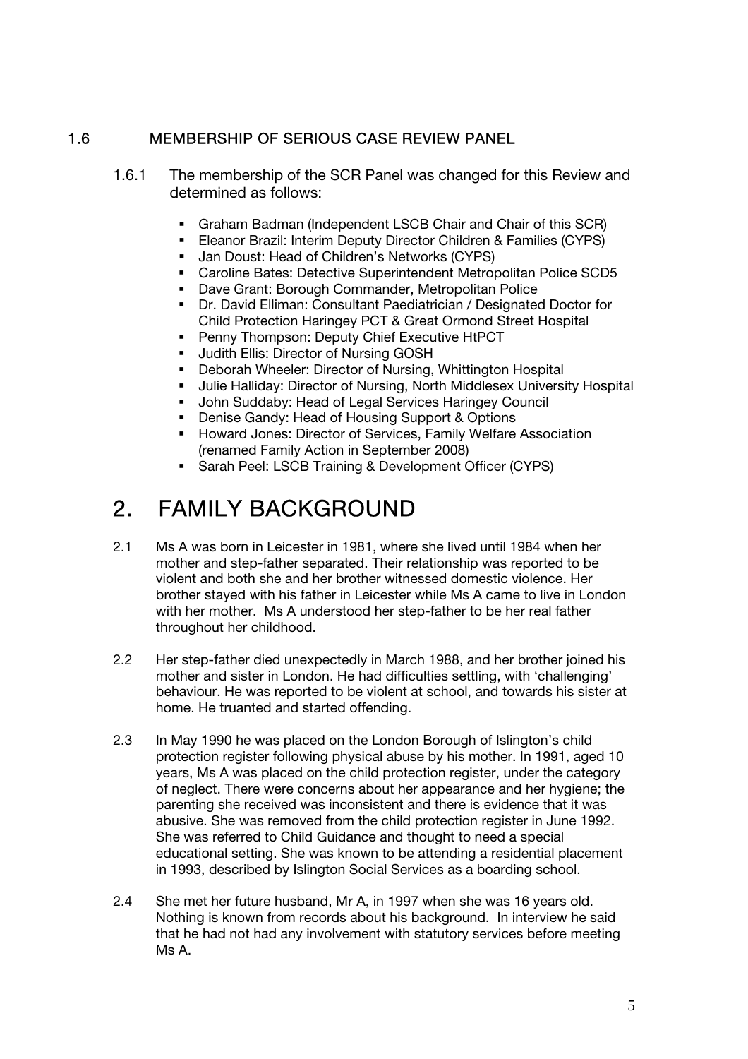### 1.6 MEMBERSHIP OF SERIOUS CASE REVIEW PANEL

1.6.1 The membership of the SCR Panel was changed for this Review and determined as follows:

- Graham Badman (Independent LSCB Chair and Chair of this SCR)
- Eleanor Brazil: Interim Deputy Director Children & Families (CYPS)
- Jan Doust: Head of Children's Networks (CYPS)
- Caroline Bates: Detective Superintendent Metropolitan Police SCD5
- Dave Grant: Borough Commander, Metropolitan Police
- Dr. David Elliman: Consultant Paediatrician / Designated Doctor for Child Protection Haringey PCT & Great Ormond Street Hospital
- Penny Thompson: Deputy Chief Executive HtPCT
- Judith Ellis: Director of Nursing GOSH
- Deborah Wheeler: Director of Nursing, Whittington Hospital
- Julie Halliday: Director of Nursing, North Middlesex University Hospital
- John Suddaby: Head of Legal Services Haringey Council
- Denise Gandy: Head of Housing Support & Options
- Howard Jones: Director of Services, Family Welfare Association (renamed Family Action in September 2008)
- Sarah Peel: LSCB Training & Development Officer (CYPS)

# 2. FAMILY BACKGROUND

2.1 Ms A was born in Leicester in 1981, where she lived until 1984 when her mother and step-father separated. Their relationship was reported to be violent and both she and her brother witnessed domestic violence. Her brother stayed with his father in Leicester while Ms A came to live in London with her mother. Ms A understood her step-father to be her real father throughout her childhood.

2.2 Her step-father died unexpectedly in March 1988, and her brother joined his mother and sister in London. He had difficulties settling, with 'challenging' behaviour. He was reported to be violent at school, and towards his sister at home. He truanted and started offending.

2.3 In May 1990 he was placed on the London Borough of Islington's child protection register following physical abuse by his mother. In 1991, aged 10 years, Ms A was placed on the child protection register, under the category of neglect. There were concerns about her appearance and her hygiene; the parenting she received was inconsistent and there is evidence that it was abusive. She was removed from the child protection register in June 1992. She was referred to Child Guidance and thought to need a special educational setting. She was known to be attending a residential placement in 1993, described by Islington Social Services as a boarding school.

2.4 She met her future husband, Mr A, in 1997 when she was 16 years old. Nothing is known from records about his background. In interview he said that he had not had any involvement with statutory services before meeting Ms A.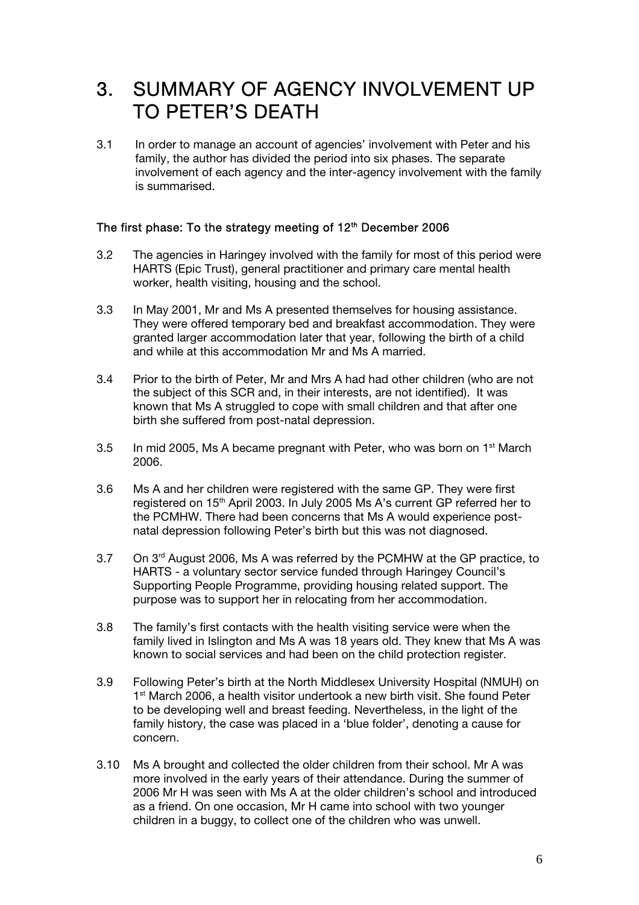# 3. SUMMARY OF AGENCY INVOLVEMENT UP TO PETER'S DEATH

3.1 In order to manage an account of agencies' involvement with Peter and his family, the author has divided the period into six phases. The separate involvement of each agency and the inter-agency involvement with the family is summarised.

### The first phase: To the strategy meeting of 12th December 2006

3.2 The agencies in Haringey involved with the family for most of this period were HARTS (Epic Trust), general practitioner and primary care mental health worker, health visiting, housing and the school.

3.3 In May 2001, Mr and Ms A presented themselves for housing assistance. They were offered temporary bed and breakfast accommodation. They were granted larger accommodation later that year, following the birth of a child and while at this accommodation Mr and Ms A married.

3.4 Prior to the birth of Peter, Mr and Mrs A had had other children (who are not the subject of this SCR and, in their interests, are not identified). It was known that Ms A struggled to cope with small children and that after one birth she suffered from post-natal depression.

3.5 In mid 2005, Ms A became pregnant with Peter, who was born on 1st March 2006.

3.6 Ms A and her children were registered with the same GP. They were first registered on 15th April 2003. In July 2005 Ms A's current GP referred her to the PCMHW. There had been concerns that Ms A would experience post-natal depression following Peter's birth but this was not diagnosed.

3.7 On 3rd August 2006, Ms A was referred by the PCMHW at the GP practice, to HARTS - a voluntary sector service funded through Haringey Council's Supporting People Programme, providing housing related support. The purpose was to support her in relocating from her accommodation.

3.8 The family's first contacts with the health visiting service were when the family lived in Islington and Ms A was 18 years old. They knew that Ms A was known to social services and had been on the child protection register.

3.9 Following Peter's birth at the North Middlesex University Hospital (NMUH) on 1st March 2006, a health visitor undertook a new birth visit. She found Peter to be developing well and breast feeding. Nevertheless, in the light of the family history, the case was placed in a 'blue folder', denoting a cause for concern.

3.10 Ms A brought and collected the older children from their school. Mr A was more involved in the early years of their attendance. During the summer of 2006 Mr H was seen with Ms A at the older children's school and introduced as a friend. On one occasion, Mr H came into school with two younger children in a buggy, to collect one of the children who was unwell.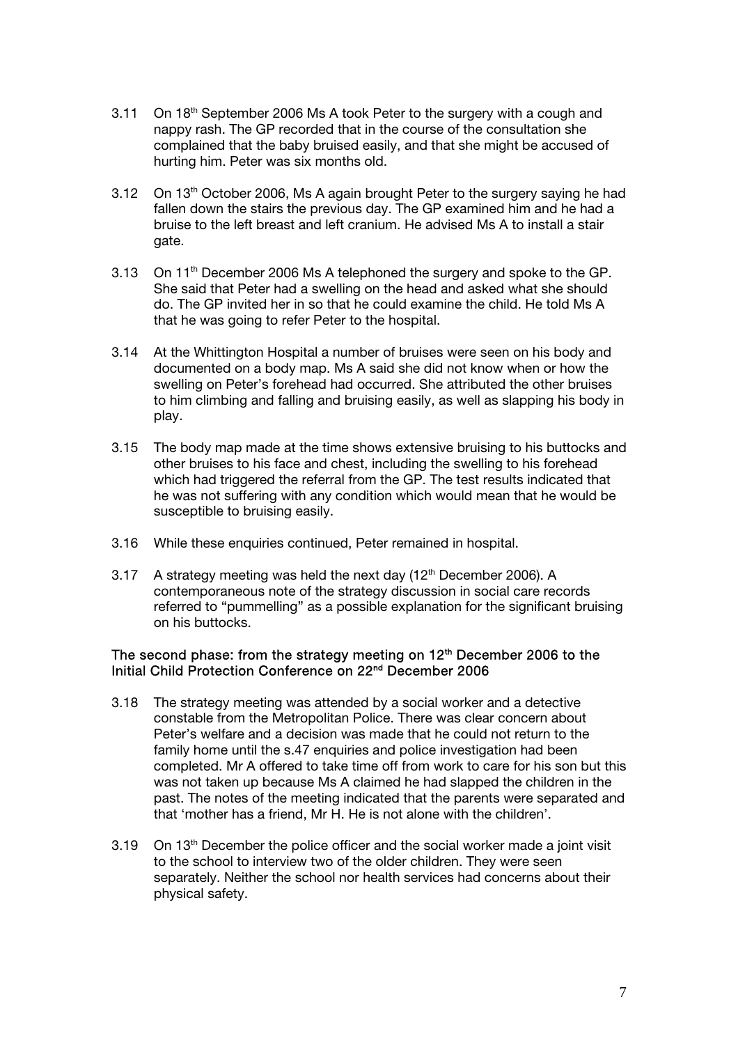3.11 On 18th September 2006 Ms A took Peter to the surgery with a cough and nappy rash. The GP recorded that in the course of the consultation she complained that the baby bruised easily, and that she might be accused of hurting him. Peter was six months old.

3.12 On 13th October 2006, Ms A again brought Peter to the surgery saying he had fallen down the stairs the previous day. The GP examined him and he had a bruise to the left breast and left cranium. He advised Ms A to install a stair gate.

3.13 On 11th December 2006 Ms A telephoned the surgery and spoke to the GP. She said that Peter had a swelling on the head and asked what she should do. The GP invited her in so that he could examine the child. He told Ms A that he was going to refer Peter to the hospital.

3.14 At the Whittington Hospital a number of bruises were seen on his body and documented on a body map. Ms A said she did not know when or how the swelling on Peter's forehead had occurred. She attributed the other bruises to him climbing and falling and bruising easily, as well as slapping his body in play.

3.15 The body map made at the time shows extensive bruising to his buttocks and other bruises to his face and chest, including the swelling to his forehead which had triggered the referral from the GP. The test results indicated that he was not suffering with any condition which would mean that he would be susceptible to bruising easily.

3.16 While these enquiries continued, Peter remained in hospital.

3.17 A strategy meeting was held the next day (12th December 2006). A contemporaneous note of the strategy discussion in social care records referred to "pummelling" as a possible explanation for the significant bruising on his buttocks.

### The second phase: from the strategy meeting on 12th December 2006 to the Initial Child Protection Conference on 22nd December 2006

3.18 The strategy meeting was attended by a social worker and a detective constable from the Metropolitan Police. There was clear concern about Peter's welfare and a decision was made that he could not return to the family home until the s.47 enquiries and police investigation had been completed. Mr A offered to take time off from work to care for his son but this was not taken up because Ms A claimed he had slapped the children in the past. The notes of the meeting indicated that the parents were separated and that 'mother has a friend, Mr H. He is not alone with the children'.

3.19 On 13th December the police officer and the social worker made a joint visit to the school to interview two of the older children. They were seen separately. Neither the school nor health services had concerns about their physical safety.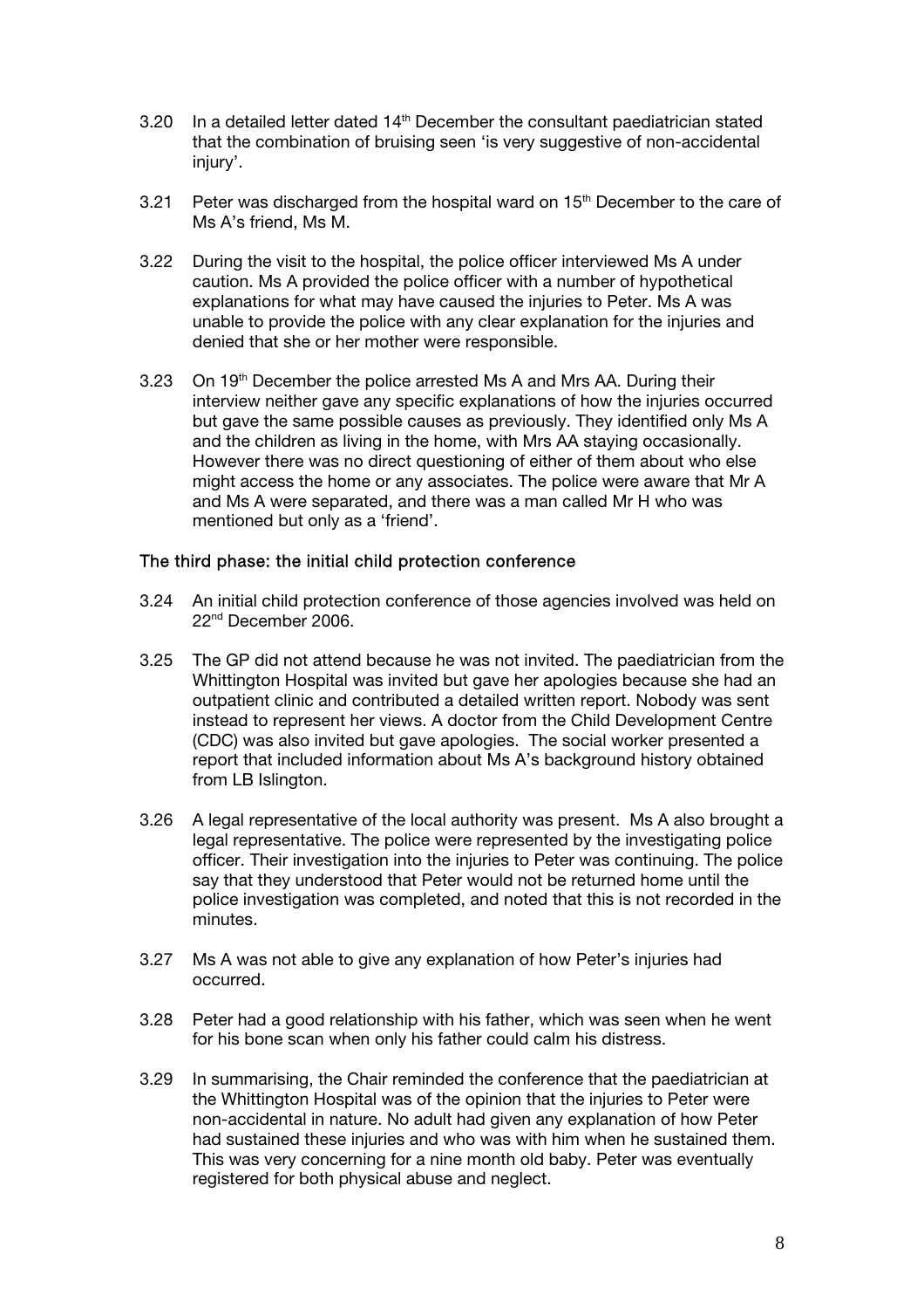3.20 In a detailed letter dated 14th December the consultant paediatrician stated that the combination of bruising seen 'is very suggestive of non-accidental injury'.

3.21 Peter was discharged from the hospital ward on 15th December to the care of Ms A's friend, Ms M.

3.22 During the visit to the hospital, the police officer interviewed Ms A under caution. Ms A provided the police officer with a number of hypothetical explanations for what may have caused the injuries to Peter. Ms A was unable to provide the police with any clear explanation for the injuries and denied that she or her mother were responsible.

3.23 On 19th December the police arrested Ms A and Mrs AA. During their interview neither gave any specific explanations of how the injuries occurred but gave the same possible causes as previously. They identified only Ms A and the children as living in the home, with Mrs AA staying occasionally. However there was no direct questioning of either of them about who else might access the home or any associates. The police were aware that Mr A and Ms A were separated, and there was a man called Mr H who was mentioned but only as a 'friend'.

### The third phase: the initial child protection conference

3.24 An initial child protection conference of those agencies involved was held on 22nd December 2006.

3.25 The GP did not attend because he was not invited. The paediatrician from the Whittington Hospital was invited but gave her apologies because she had an outpatient clinic and contributed a detailed written report. Nobody was sent instead to represent her views. A doctor from the Child Development Centre (CDC) was also invited but gave apologies. The social worker presented a report that included information about Ms A's background history obtained from LB Islington.

3.26 A legal representative of the local authority was present. Ms A also brought a legal representative. The police were represented by the investigating police officer. Their investigation into the injuries to Peter was continuing. The police say that they understood that Peter would not be returned home until the police investigation was completed, and noted that this is not recorded in the minutes.

3.27 Ms A was not able to give any explanation of how Peter's injuries had occurred.

3.28 Peter had a good relationship with his father, which was seen when he went for his bone scan when only his father could calm his distress.

3.29 In summarising, the Chair reminded the conference that the paediatrician at the Whittington Hospital was of the opinion that the injuries to Peter were non-accidental in nature. No adult had given any explanation of how Peter had sustained these injuries and who was with him when he sustained them. This was very concerning for a nine month old baby. Peter was eventually registered for both physical abuse and neglect.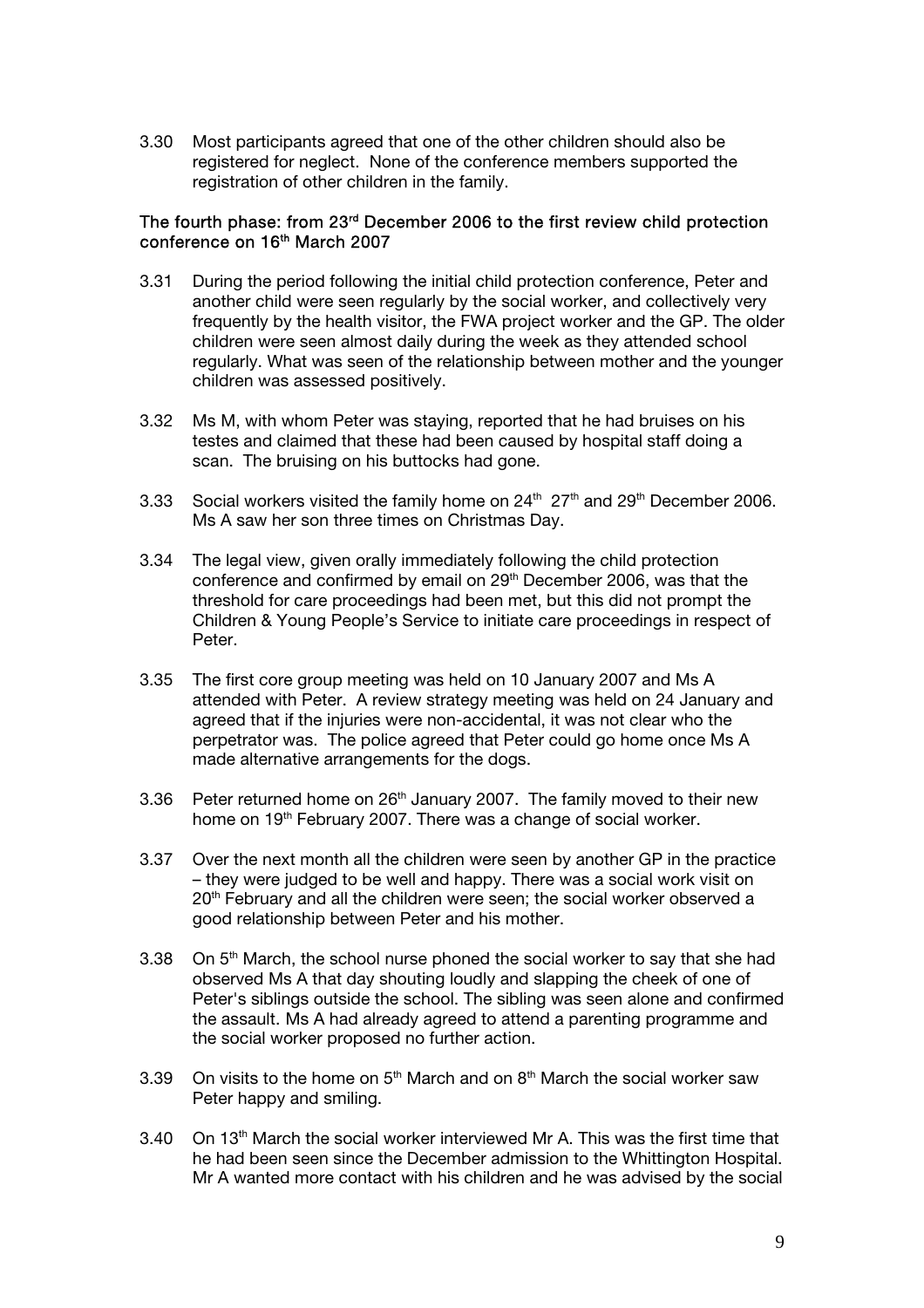3.30 Most participants agreed that one of the other children should also be registered for neglect. None of the conference members supported the registration of other children in the family.

### The fourth phase: from 23rd December 2006 to the first review child protection conference on 16th March 2007

3.31 During the period following the initial child protection conference, Peter and another child were seen regularly by the social worker, and collectively very frequently by the health visitor, the FWA project worker and the GP. The older children were seen almost daily during the week as they attended school regularly. What was seen of the relationship between mother and the younger children was assessed positively.

3.32 Ms M, with whom Peter was staying, reported that he had bruises on his testes and claimed that these had been caused by hospital staff doing a scan. The bruising on his buttocks had gone.

3.33 Social workers visited the family home on 24th 27th and 29th December 2006. Ms A saw her son three times on Christmas Day.

3.34 The legal view, given orally immediately following the child protection conference and confirmed by email on 29th December 2006, was that the threshold for care proceedings had been met, but this did not prompt the Children & Young People's Service to initiate care proceedings in respect of Peter.

3.35 The first core group meeting was held on 10 January 2007 and Ms A attended with Peter. A review strategy meeting was held on 24 January and agreed that if the injuries were non-accidental, it was not clear who the perpetrator was. The police agreed that Peter could go home once Ms A made alternative arrangements for the dogs.

3.36 Peter returned home on 26th January 2007. The family moved to their new home on 19th February 2007. There was a change of social worker.

3.37 Over the next month all the children were seen by another GP in the practice – they were judged to be well and happy. There was a social work visit on 20th February and all the children were seen; the social worker observed a good relationship between Peter and his mother.

3.38 On 5th March, the school nurse phoned the social worker to say that she had observed Ms A that day shouting loudly and slapping the cheek of one of Peter's siblings outside the school. The sibling was seen alone and confirmed the assault. Ms A had already agreed to attend a parenting programme and the social worker proposed no further action.

3.39 On visits to the home on 5th March and on 8th March the social worker saw Peter happy and smiling.

3.40 On 13th March the social worker interviewed Mr A. This was the first time that he had been seen since the December admission to the Whittington Hospital. Mr A wanted more contact with his children and he was advised by the social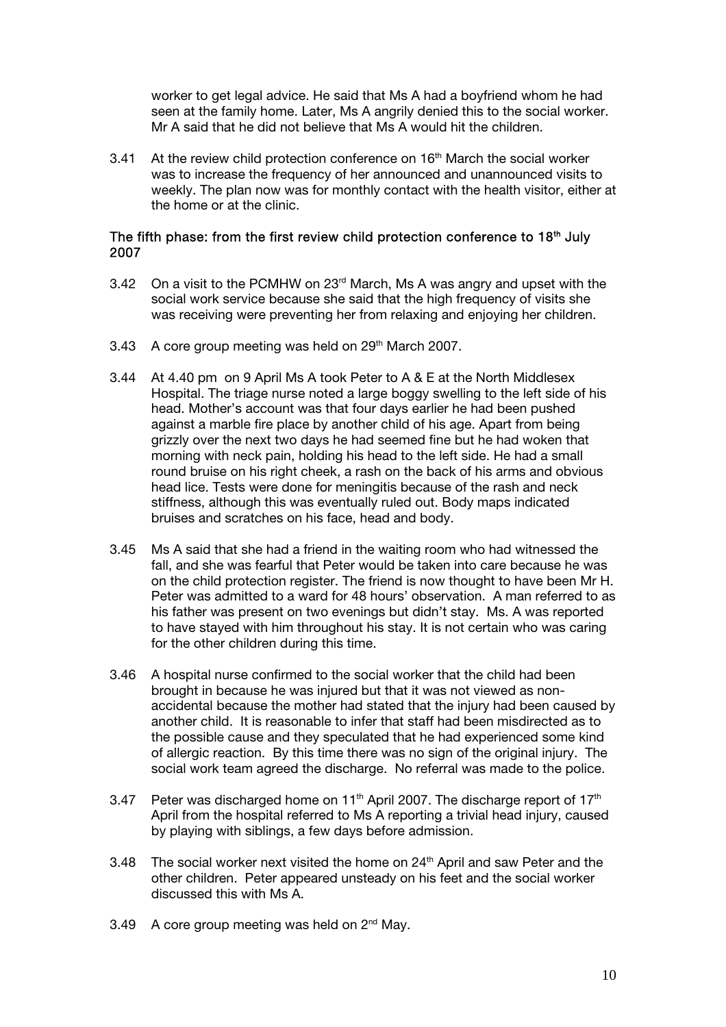worker to get legal advice. He said that Ms A had a boyfriend whom he had seen at the family home. Later, Ms A angrily denied this to the social worker. Mr A said that he did not believe that Ms A would hit the children.

3.41 At the review child protection conference on 16th March the social worker was to increase the frequency of her announced and unannounced visits to weekly. The plan now was for monthly contact with the health visitor, either at the home or at the clinic.

### The fifth phase: from the first review child protection conference to 18th July 2007

3.42 On a visit to the PCMHW on 23rd March, Ms A was angry and upset with the social work service because she said that the high frequency of visits she was receiving were preventing her from relaxing and enjoying her children.

3.43 A core group meeting was held on 29th March 2007.

3.44 At 4.40 pm on 9 April Ms A took Peter to A & E at the North Middlesex Hospital. The triage nurse noted a large boggy swelling to the left side of his head. Mother's account was that four days earlier he had been pushed against a marble fire place by another child of his age. Apart from being grizzly over the next two days he had seemed fine but he had woken that morning with neck pain, holding his head to the left side. He had a small round bruise on his right cheek, a rash on the back of his arms and obvious head lice. Tests were done for meningitis because of the rash and neck stiffness, although this was eventually ruled out. Body maps indicated bruises and scratches on his face, head and body.

3.45 Ms A said that she had a friend in the waiting room who had witnessed the fall, and she was fearful that Peter would be taken into care because he was on the child protection register. The friend is now thought to have been Mr H. Peter was admitted to a ward for 48 hours' observation. A man referred to as his father was present on two evenings but didn't stay. Ms. A was reported to have stayed with him throughout his stay. It is not certain who was caring for the other children during this time.

3.46 A hospital nurse confirmed to the social worker that the child had been brought in because he was injured but that it was not viewed as non-accidental because the mother had stated that the injury had been caused by another child. It is reasonable to infer that staff had been misdirected as to the possible cause and they speculated that he had experienced some kind of allergic reaction. By this time there was no sign of the original injury. The social work team agreed the discharge. No referral was made to the police.

3.47 Peter was discharged home on 11th April 2007. The discharge report of 17th April from the hospital referred to Ms A reporting a trivial head injury, caused by playing with siblings, a few days before admission.

3.48 The social worker next visited the home on 24th April and saw Peter and the other children. Peter appeared unsteady on his feet and the social worker discussed this with Ms A.

3.49 A core group meeting was held on 2nd May.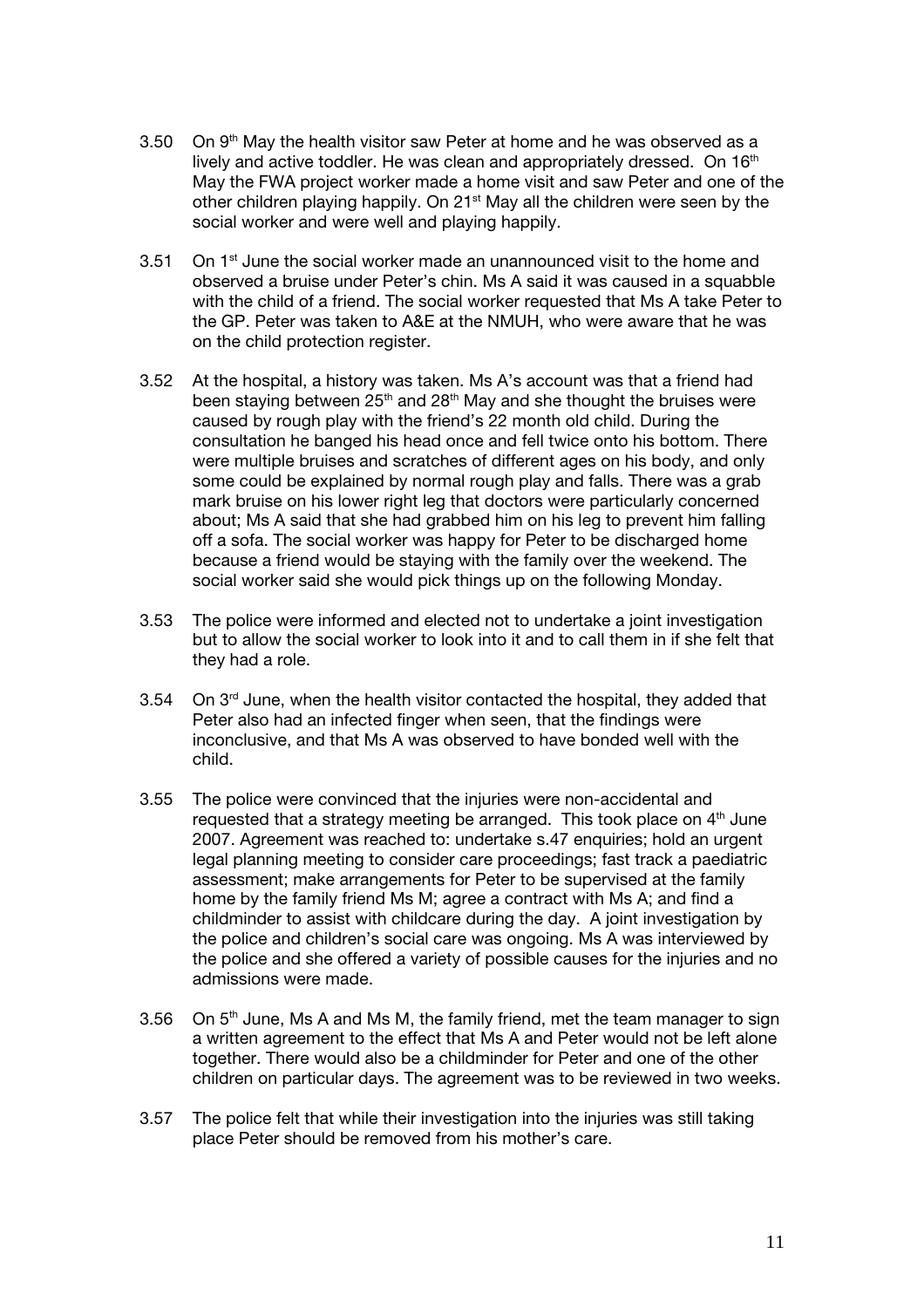3.50 On 9th May the health visitor saw Peter at home and he was observed as a lively and active toddler. He was clean and appropriately dressed. On 16th May the FWA project worker made a home visit and saw Peter and one of the other children playing happily. On 21st May all the children were seen by the social worker and were well and playing happily.

3.51 On 1st June the social worker made an unannounced visit to the home and observed a bruise under Peter's chin. Ms A said it was caused in a squabble with the child of a friend. The social worker requested that Ms A take Peter to the GP. Peter was taken to A&E at the NMUH, who were aware that he was on the child protection register.

3.52 At the hospital, a history was taken. Ms A's account was that a friend had been staying between 25th and 28th May and she thought the bruises were caused by rough play with the friend's 22 month old child. During the consultation he banged his head once and fell twice onto his bottom. There were multiple bruises and scratches of different ages on his body, and only some could be explained by normal rough play and falls. There was a grab mark bruise on his lower right leg that doctors were particularly concerned about; Ms A said that she had grabbed him on his leg to prevent him falling off a sofa. The social worker was happy for Peter to be discharged home because a friend would be staying with the family over the weekend. The social worker said she would pick things up on the following Monday.

3.53 The police were informed and elected not to undertake a joint investigation but to allow the social worker to look into it and to call them in if she felt that they had a role.

3.54 On 3rd June, when the health visitor contacted the hospital, they added that Peter also had an infected finger when seen, that the findings were inconclusive, and that Ms A was observed to have bonded well with the child.

3.55 The police were convinced that the injuries were non-accidental and requested that a strategy meeting be arranged. This took place on 4th June 2007. Agreement was reached to: undertake s.47 enquiries; hold an urgent legal planning meeting to consider care proceedings; fast track a paediatric assessment; make arrangements for Peter to be supervised at the family home by the family friend Ms M; agree a contract with Ms A; and find a childminder to assist with childcare during the day. A joint investigation by the police and children's social care was ongoing. Ms A was interviewed by the police and she offered a variety of possible causes for the injuries and no admissions were made.

3.56 On 5th June, Ms A and Ms M, the family friend, met the team manager to sign a written agreement to the effect that Ms A and Peter would not be left alone together. There would also be a childminder for Peter and one of the other children on particular days. The agreement was to be reviewed in two weeks.

3.57 The police felt that while their investigation into the injuries was still taking place Peter should be removed from his mother's care.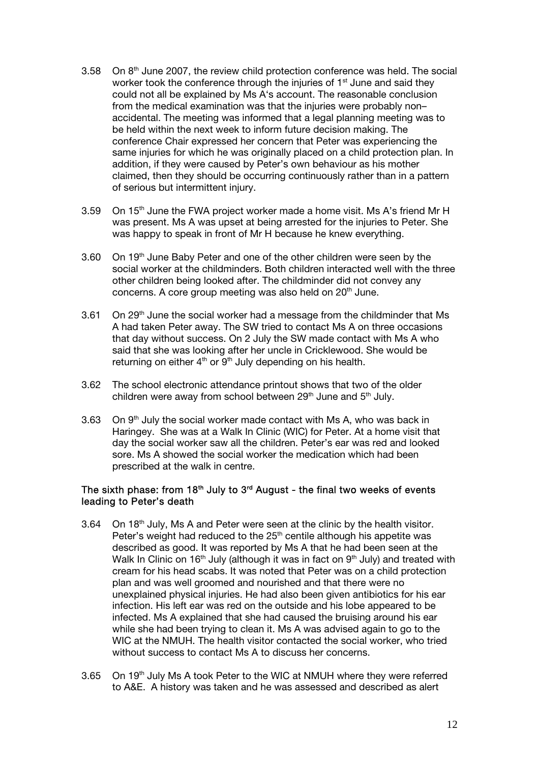3.58 On 8th June 2007, the review child protection conference was held. The social worker took the conference through the injuries of 1st June and said they could not all be explained by Ms A's account. The reasonable conclusion from the medical examination was that the injuries were probably non–accidental. The meeting was informed that a legal planning meeting was to be held within the next week to inform future decision making. The conference Chair expressed her concern that Peter was experiencing the same injuries for which he was originally placed on a child protection plan. In addition, if they were caused by Peter's own behaviour as his mother claimed, then they should be occurring continuously rather than in a pattern of serious but intermittent injury.

3.59 On 15th June the FWA project worker made a home visit. Ms A's friend Mr H was present. Ms A was upset at being arrested for the injuries to Peter. She was happy to speak in front of Mr H because he knew everything.

3.60 On 19th June Baby Peter and one of the other children were seen by the social worker at the childminders. Both children interacted well with the three other children being looked after. The childminder did not convey any concerns. A core group meeting was also held on 20th June.

3.61 On 29th June the social worker had a message from the childminder that Ms A had taken Peter away. The SW tried to contact Ms A on three occasions that day without success. On 2 July the SW made contact with Ms A who said that she was looking after her uncle in Cricklewood. She would be returning on either 4th or 9th July depending on his health.

3.62 The school electronic attendance printout shows that two of the older children were away from school between 29th June and 5th July.

3.63 On 9th July the social worker made contact with Ms A, who was back in Haringey. She was at a Walk In Clinic (WIC) for Peter. At a home visit that day the social worker saw all the children. Peter's ear was red and looked sore. Ms A showed the social worker the medication which had been prescribed at the walk in centre.

**The sixth phase: from 18th July to 3rd August - the final two weeks of events leading to Peter's death**

3.64 On 18th July, Ms A and Peter were seen at the clinic by the health visitor. Peter's weight had reduced to the 25th centile although his appetite was described as good. It was reported by Ms A that he had been seen at the Walk In Clinic on 16th July (although it was in fact on 9th July) and treated with cream for his head scabs. It was noted that Peter was on a child protection plan and was well groomed and nourished and that there were no unexplained physical injuries. He had also been given antibiotics for his ear infection. His left ear was red on the outside and his lobe appeared to be infected. Ms A explained that she had caused the bruising around his ear while she had been trying to clean it. Ms A was advised again to go to the WIC at the NMUH. The health visitor contacted the social worker, who tried without success to contact Ms A to discuss her concerns.

3.65 On 19th July Ms A took Peter to the WIC at NMUH where they were referred to A&E. A history was taken and he was assessed and described as alert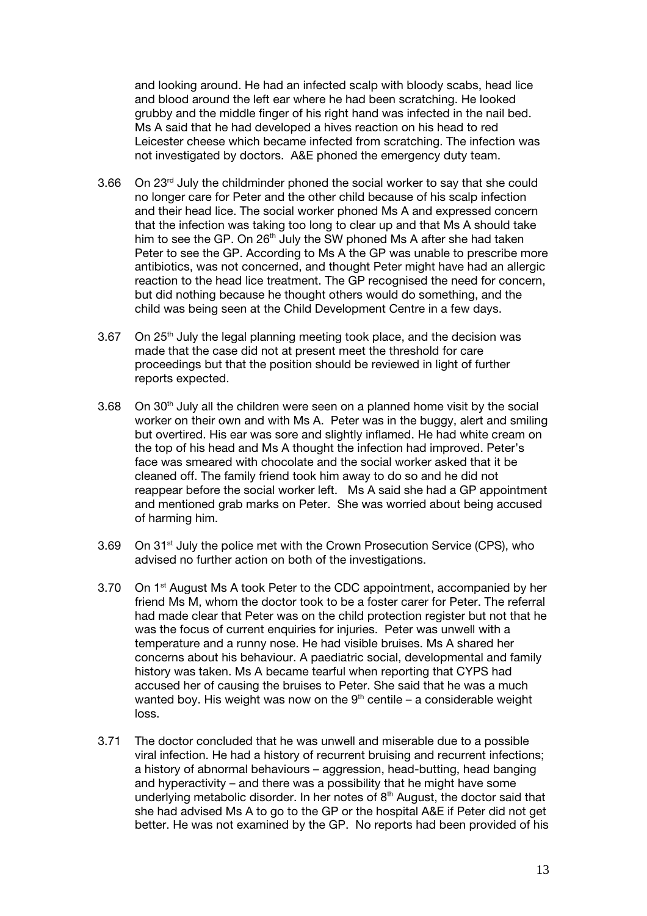and looking around. He had an infected scalp with bloody scabs, head lice and blood around the left ear where he had been scratching. He looked grubby and the middle finger of his right hand was infected in the nail bed. Ms A said that he had developed a hives reaction on his head to red Leicester cheese which became infected from scratching. The infection was not investigated by doctors. A&E phoned the emergency duty team.

3.66 On 23rd July the childminder phoned the social worker to say that she could no longer care for Peter and the other child because of his scalp infection and their head lice. The social worker phoned Ms A and expressed concern that the infection was taking too long to clear up and that Ms A should take him to see the GP. On 26th July the SW phoned Ms A after she had taken Peter to see the GP. According to Ms A the GP was unable to prescribe more antibiotics, was not concerned, and thought Peter might have had an allergic reaction to the head lice treatment. The GP recognised the need for concern, but did nothing because he thought others would do something, and the child was being seen at the Child Development Centre in a few days.

3.67 On 25th July the legal planning meeting took place, and the decision was made that the case did not at present meet the threshold for care proceedings but that the position should be reviewed in light of further reports expected.

3.68 On 30th July all the children were seen on a planned home visit by the social worker on their own and with Ms A. Peter was in the buggy, alert and smiling but overtired. His ear was sore and slightly inflamed. He had white cream on the top of his head and Ms A thought the infection had improved. Peter's face was smeared with chocolate and the social worker asked that it be cleaned off. The family friend took him away to do so and he did not reappear before the social worker left. Ms A said she had a GP appointment and mentioned grab marks on Peter. She was worried about being accused of harming him.

3.69 On 31st July the police met with the Crown Prosecution Service (CPS), who advised no further action on both of the investigations.

3.70 On 1st August Ms A took Peter to the CDC appointment, accompanied by her friend Ms M, whom the doctor took to be a foster carer for Peter. The referral had made clear that Peter was on the child protection register but not that he was the focus of current enquiries for injuries. Peter was unwell with a temperature and a runny nose. He had visible bruises. Ms A shared her concerns about his behaviour. A paediatric social, developmental and family history was taken. Ms A became tearful when reporting that CYPS had accused her of causing the bruises to Peter. She said that he was a much wanted boy. His weight was now on the 9th centile – a considerable weight loss.

3.71 The doctor concluded that he was unwell and miserable due to a possible viral infection. He had a history of recurrent bruising and recurrent infections; a history of abnormal behaviours – aggression, head-butting, head banging and hyperactivity – and there was a possibility that he might have some underlying metabolic disorder. In her notes of 8th August, the doctor said that she had advised Ms A to go to the GP or the hospital A&E if Peter did not get better. He was not examined by the GP. No reports had been provided of his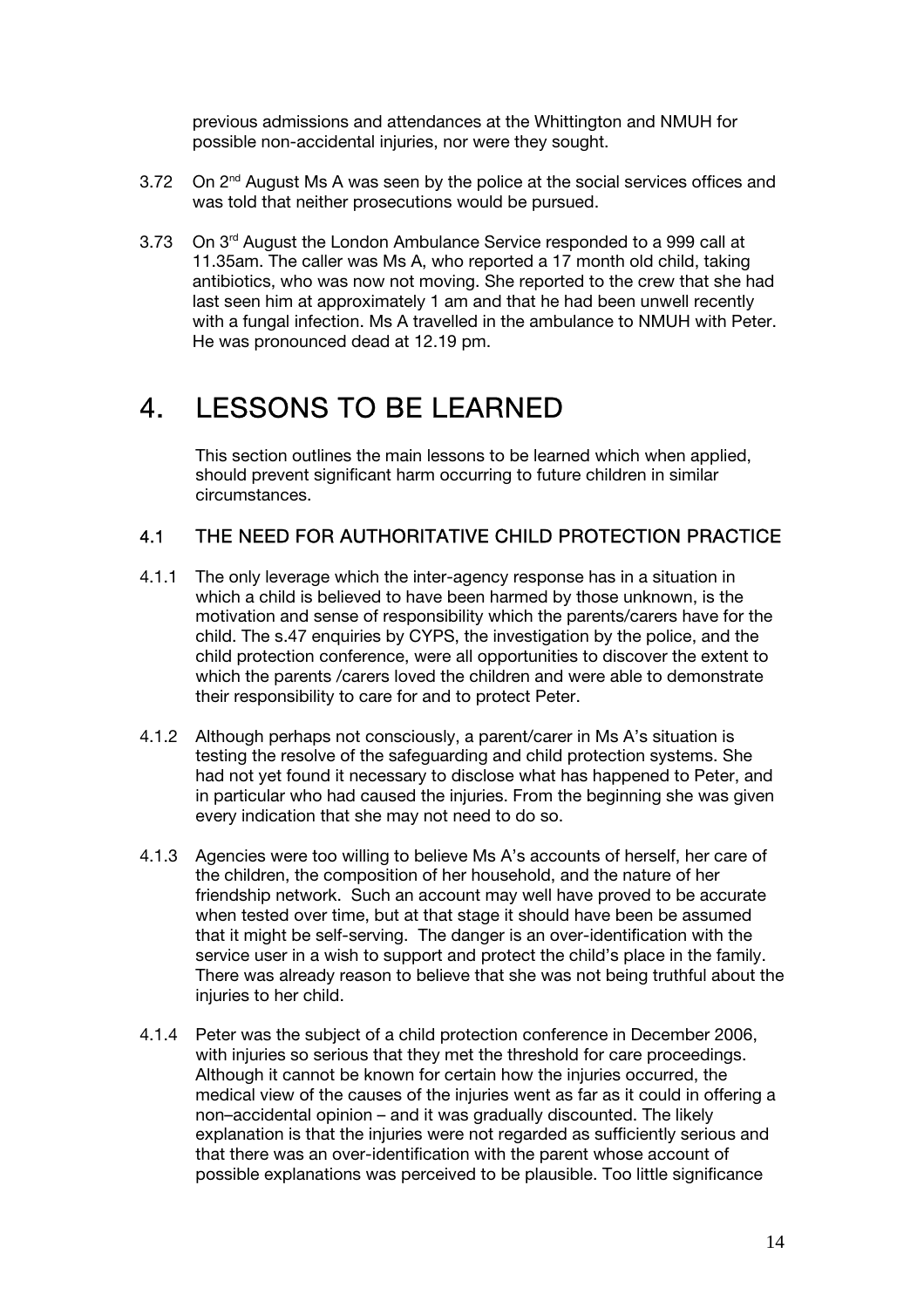previous admissions and attendances at the Whittington and NMUH for possible non-accidental injuries, nor were they sought.

3.72 On 2nd August Ms A was seen by the police at the social services offices and was told that neither prosecutions would be pursued.

3.73 On 3rd August the London Ambulance Service responded to a 999 call at 11.35am. The caller was Ms A, who reported a 17 month old child, taking antibiotics, who was now not moving. She reported to the crew that she had last seen him at approximately 1 am and that he had been unwell recently with a fungal infection. Ms A travelled in the ambulance to NMUH with Peter. He was pronounced dead at 12.19 pm.

# 4. LESSONS TO BE LEARNED

This section outlines the main lessons to be learned which when applied, should prevent significant harm occurring to future children in similar circumstances.

## 4.1 THE NEED FOR AUTHORITATIVE CHILD PROTECTION PRACTICE

4.1.1 The only leverage which the inter-agency response has in a situation in which a child is believed to have been harmed by those unknown, is the motivation and sense of responsibility which the parents/carers have for the child. The s.47 enquiries by CYPS, the investigation by the police, and the child protection conference, were all opportunities to discover the extent to which the parents /carers loved the children and were able to demonstrate their responsibility to care for and to protect Peter.

4.1.2 Although perhaps not consciously, a parent/carer in Ms A's situation is testing the resolve of the safeguarding and child protection systems. She had not yet found it necessary to disclose what has happened to Peter, and in particular who had caused the injuries. From the beginning she was given every indication that she may not need to do so.

4.1.3 Agencies were too willing to believe Ms A's accounts of herself, her care of the children, the composition of her household, and the nature of her friendship network. Such an account may well have proved to be accurate when tested over time, but at that stage it should have been be assumed that it might be self-serving. The danger is an over-identification with the service user in a wish to support and protect the child's place in the family. There was already reason to believe that she was not being truthful about the injuries to her child.

4.1.4 Peter was the subject of a child protection conference in December 2006, with injuries so serious that they met the threshold for care proceedings. Although it cannot be known for certain how the injuries occurred, the medical view of the causes of the injuries went as far as it could in offering a non–accidental opinion – and it was gradually discounted. The likely explanation is that the injuries were not regarded as sufficiently serious and that there was an over-identification with the parent whose account of possible explanations was perceived to be plausible. Too little significance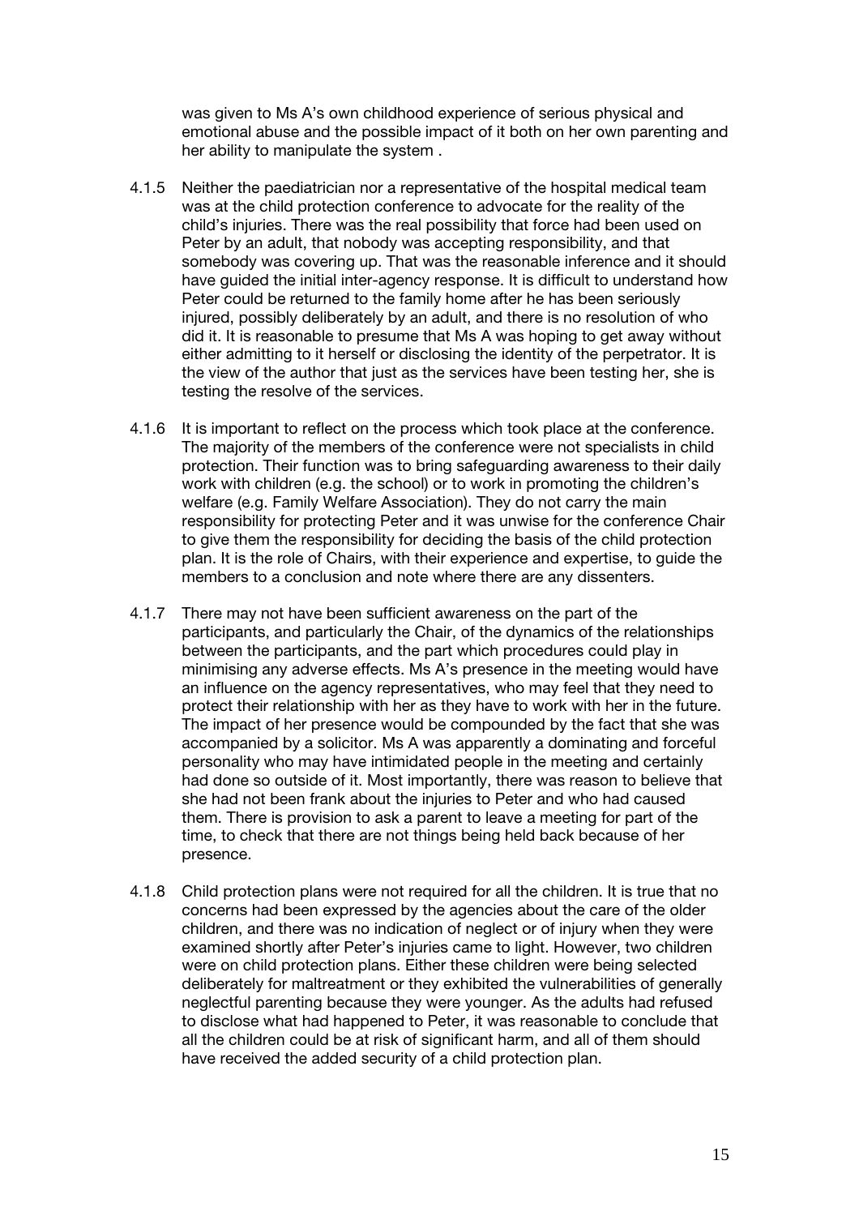was given to Ms A's own childhood experience of serious physical and emotional abuse and the possible impact of it both on her own parenting and her ability to manipulate the system .

4.1.5 Neither the paediatrician nor a representative of the hospital medical team was at the child protection conference to advocate for the reality of the child's injuries. There was the real possibility that force had been used on Peter by an adult, that nobody was accepting responsibility, and that somebody was covering up. That was the reasonable inference and it should have guided the initial inter-agency response. It is difficult to understand how Peter could be returned to the family home after he has been seriously injured, possibly deliberately by an adult, and there is no resolution of who did it. It is reasonable to presume that Ms A was hoping to get away without either admitting to it herself or disclosing the identity of the perpetrator. It is the view of the author that just as the services have been testing her, she is testing the resolve of the services.

4.1.6 It is important to reflect on the process which took place at the conference. The majority of the members of the conference were not specialists in child protection. Their function was to bring safeguarding awareness to their daily work with children (e.g. the school) or to work in promoting the children's welfare (e.g. Family Welfare Association). They do not carry the main responsibility for protecting Peter and it was unwise for the conference Chair to give them the responsibility for deciding the basis of the child protection plan. It is the role of Chairs, with their experience and expertise, to guide the members to a conclusion and note where there are any dissenters.

4.1.7 There may not have been sufficient awareness on the part of the participants, and particularly the Chair, of the dynamics of the relationships between the participants, and the part which procedures could play in minimising any adverse effects. Ms A's presence in the meeting would have an influence on the agency representatives, who may feel that they need to protect their relationship with her as they have to work with her in the future. The impact of her presence would be compounded by the fact that she was accompanied by a solicitor. Ms A was apparently a dominating and forceful personality who may have intimidated people in the meeting and certainly had done so outside of it. Most importantly, there was reason to believe that she had not been frank about the injuries to Peter and who had caused them. There is provision to ask a parent to leave a meeting for part of the time, to check that there are not things being held back because of her presence.

4.1.8 Child protection plans were not required for all the children. It is true that no concerns had been expressed by the agencies about the care of the older children, and there was no indication of neglect or of injury when they were examined shortly after Peter's injuries came to light. However, two children were on child protection plans. Either these children were being selected deliberately for maltreatment or they exhibited the vulnerabilities of generally neglectful parenting because they were younger. As the adults had refused to disclose what had happened to Peter, it was reasonable to conclude that all the children could be at risk of significant harm, and all of them should have received the added security of a child protection plan.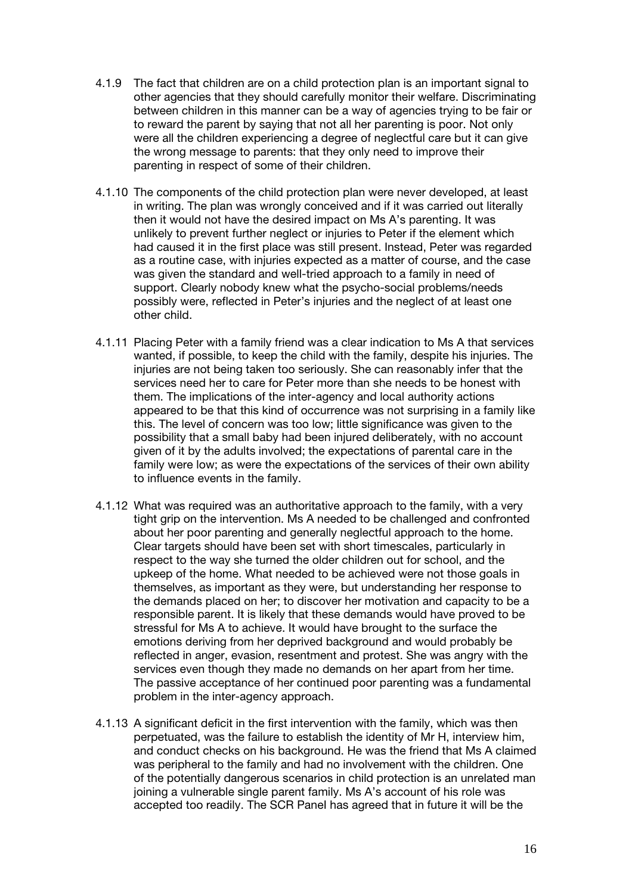4.1.9 The fact that children are on a child protection plan is an important signal to other agencies that they should carefully monitor their welfare. Discriminating between children in this manner can be a way of agencies trying to be fair or to reward the parent by saying that not all her parenting is poor. Not only were all the children experiencing a degree of neglectful care but it can give the wrong message to parents: that they only need to improve their parenting in respect of some of their children.

4.1.10 The components of the child protection plan were never developed, at least in writing. The plan was wrongly conceived and if it was carried out literally then it would not have the desired impact on Ms A's parenting. It was unlikely to prevent further neglect or injuries to Peter if the element which had caused it in the first place was still present. Instead, Peter was regarded as a routine case, with injuries expected as a matter of course, and the case was given the standard and well-tried approach to a family in need of support. Clearly nobody knew what the psycho-social problems/needs possibly were, reflected in Peter's injuries and the neglect of at least one other child.

4.1.11 Placing Peter with a family friend was a clear indication to Ms A that services wanted, if possible, to keep the child with the family, despite his injuries. The injuries are not being taken too seriously. She can reasonably infer that the services need her to care for Peter more than she needs to be honest with them. The implications of the inter-agency and local authority actions appeared to be that this kind of occurrence was not surprising in a family like this. The level of concern was too low; little significance was given to the possibility that a small baby had been injured deliberately, with no account given of it by the adults involved; the expectations of parental care in the family were low; as were the expectations of the services of their own ability to influence events in the family.

4.1.12 What was required was an authoritative approach to the family, with a very tight grip on the intervention. Ms A needed to be challenged and confronted about her poor parenting and generally neglectful approach to the home. Clear targets should have been set with short timescales, particularly in respect to the way she turned the older children out for school, and the upkeep of the home. What needed to be achieved were not those goals in themselves, as important as they were, but understanding her response to the demands placed on her; to discover her motivation and capacity to be a responsible parent. It is likely that these demands would have proved to be stressful for Ms A to achieve. It would have brought to the surface the emotions deriving from her deprived background and would probably be reflected in anger, evasion, resentment and protest. She was angry with the services even though they made no demands on her apart from her time. The passive acceptance of her continued poor parenting was a fundamental problem in the inter-agency approach.

4.1.13 A significant deficit in the first intervention with the family, which was then perpetuated, was the failure to establish the identity of Mr H, interview him, and conduct checks on his background. He was the friend that Ms A claimed was peripheral to the family and had no involvement with the children. One of the potentially dangerous scenarios in child protection is an unrelated man joining a vulnerable single parent family. Ms A's account of his role was accepted too readily. The SCR Panel has agreed that in future it will be the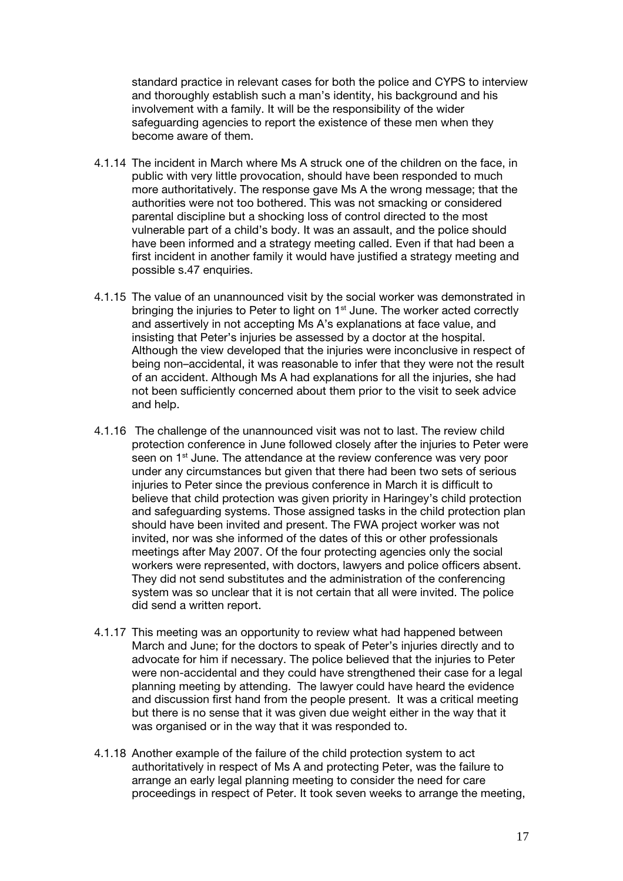standard practice in relevant cases for both the police and CYPS to interview and thoroughly establish such a man's identity, his background and his involvement with a family. It will be the responsibility of the wider safeguarding agencies to report the existence of these men when they become aware of them.

4.1.14 The incident in March where Ms A struck one of the children on the face, in public with very little provocation, should have been responded to much more authoritatively. The response gave Ms A the wrong message; that the authorities were not too bothered. This was not smacking or considered parental discipline but a shocking loss of control directed to the most vulnerable part of a child's body. It was an assault, and the police should have been informed and a strategy meeting called. Even if that had been a first incident in another family it would have justified a strategy meeting and possible s.47 enquiries.

4.1.15 The value of an unannounced visit by the social worker was demonstrated in bringing the injuries to Peter to light on 1st June. The worker acted correctly and assertively in not accepting Ms A's explanations at face value, and insisting that Peter's injuries be assessed by a doctor at the hospital. Although the view developed that the injuries were inconclusive in respect of being non–accidental, it was reasonable to infer that they were not the result of an accident. Although Ms A had explanations for all the injuries, she had not been sufficiently concerned about them prior to the visit to seek advice and help.

4.1.16 The challenge of the unannounced visit was not to last. The review child protection conference in June followed closely after the injuries to Peter were seen on 1st June. The attendance at the review conference was very poor under any circumstances but given that there had been two sets of serious injuries to Peter since the previous conference in March it is difficult to believe that child protection was given priority in Haringey's child protection and safeguarding systems. Those assigned tasks in the child protection plan should have been invited and present. The FWA project worker was not invited, nor was she informed of the dates of this or other professionals meetings after May 2007. Of the four protecting agencies only the social workers were represented, with doctors, lawyers and police officers absent. They did not send substitutes and the administration of the conferencing system was so unclear that it is not certain that all were invited. The police did send a written report.

4.1.17 This meeting was an opportunity to review what had happened between March and June; for the doctors to speak of Peter's injuries directly and to advocate for him if necessary. The police believed that the injuries to Peter were non-accidental and they could have strengthened their case for a legal planning meeting by attending. The lawyer could have heard the evidence and discussion first hand from the people present. It was a critical meeting but there is no sense that it was given due weight either in the way that it was organised or in the way that it was responded to.

4.1.18 Another example of the failure of the child protection system to act authoritatively in respect of Ms A and protecting Peter, was the failure to arrange an early legal planning meeting to consider the need for care proceedings in respect of Peter. It took seven weeks to arrange the meeting,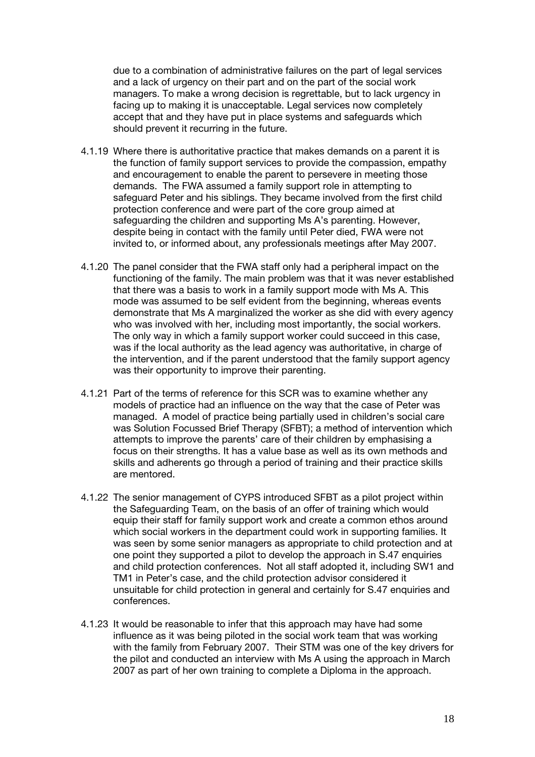due to a combination of administrative failures on the part of legal services and a lack of urgency on their part and on the part of the social work managers. To make a wrong decision is regrettable, but to lack urgency in facing up to making it is unacceptable. Legal services now completely accept that and they have put in place systems and safeguards which should prevent it recurring in the future.

4.1.19 Where there is authoritative practice that makes demands on a parent it is the function of family support services to provide the compassion, empathy and encouragement to enable the parent to persevere in meeting those demands. The FWA assumed a family support role in attempting to safeguard Peter and his siblings. They became involved from the first child protection conference and were part of the core group aimed at safeguarding the children and supporting Ms A's parenting. However, despite being in contact with the family until Peter died, FWA were not invited to, or informed about, any professionals meetings after May 2007.

4.1.20 The panel consider that the FWA staff only had a peripheral impact on the functioning of the family. The main problem was that it was never established that there was a basis to work in a family support mode with Ms A. This mode was assumed to be self evident from the beginning, whereas events demonstrate that Ms A marginalized the worker as she did with every agency who was involved with her, including most importantly, the social workers. The only way in which a family support worker could succeed in this case, was if the local authority as the lead agency was authoritative, in charge of the intervention, and if the parent understood that the family support agency was their opportunity to improve their parenting.

4.1.21 Part of the terms of reference for this SCR was to examine whether any models of practice had an influence on the way that the case of Peter was managed. A model of practice being partially used in children's social care was Solution Focussed Brief Therapy (SFBT); a method of intervention which attempts to improve the parents' care of their children by emphasising a focus on their strengths. It has a value base as well as its own methods and skills and adherents go through a period of training and their practice skills are mentored.

4.1.22 The senior management of CYPS introduced SFBT as a pilot project within the Safeguarding Team, on the basis of an offer of training which would equip their staff for family support work and create a common ethos around which social workers in the department could work in supporting families. It was seen by some senior managers as appropriate to child protection and at one point they supported a pilot to develop the approach in S.47 enquiries and child protection conferences. Not all staff adopted it, including SW1 and TM1 in Peter's case, and the child protection advisor considered it unsuitable for child protection in general and certainly for S.47 enquiries and conferences.

4.1.23 It would be reasonable to infer that this approach may have had some influence as it was being piloted in the social work team that was working with the family from February 2007. Their STM was one of the key drivers for the pilot and conducted an interview with Ms A using the approach in March 2007 as part of her own training to complete a Diploma in the approach.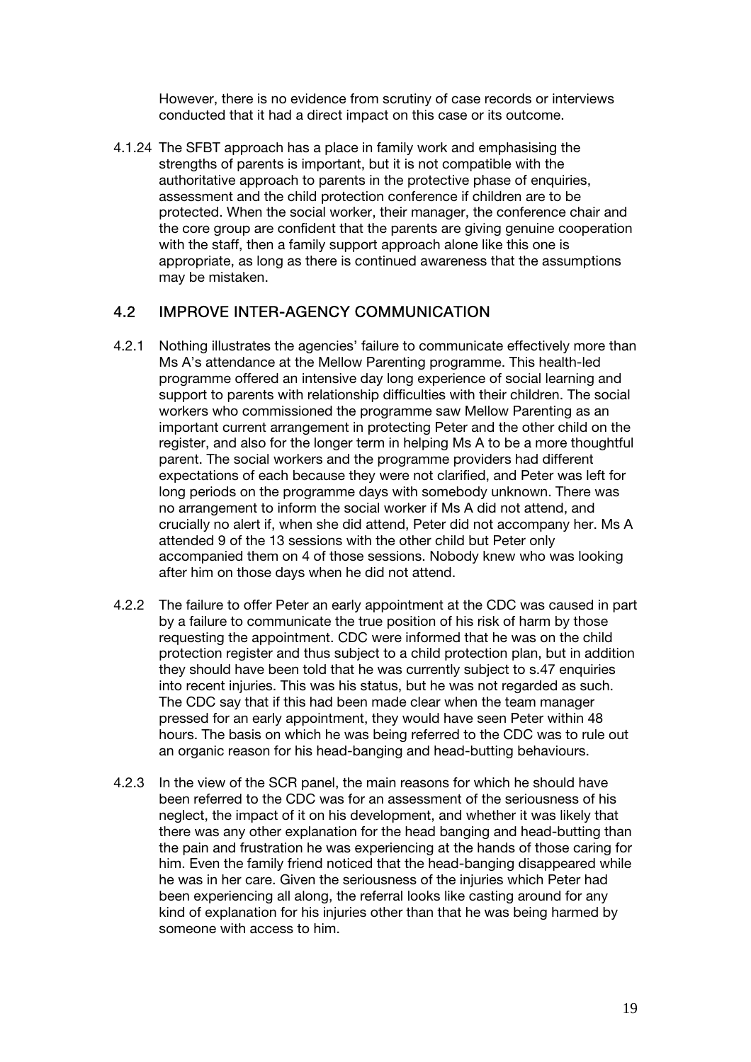However, there is no evidence from scrutiny of case records or interviews conducted that it had a direct impact on this case or its outcome.

4.1.24 The SFBT approach has a place in family work and emphasising the strengths of parents is important, but it is not compatible with the authoritative approach to parents in the protective phase of enquiries, assessment and the child protection conference if children are to be protected. When the social worker, their manager, the conference chair and the core group are confident that the parents are giving genuine cooperation with the staff, then a family support approach alone like this one is appropriate, as long as there is continued awareness that the assumptions may be mistaken.

## 4.2 IMPROVE INTER-AGENCY COMMUNICATION

4.2.1 Nothing illustrates the agencies' failure to communicate effectively more than Ms A's attendance at the Mellow Parenting programme. This health-led programme offered an intensive day long experience of social learning and support to parents with relationship difficulties with their children. The social workers who commissioned the programme saw Mellow Parenting as an important current arrangement in protecting Peter and the other child on the register, and also for the longer term in helping Ms A to be a more thoughtful parent. The social workers and the programme providers had different expectations of each because they were not clarified, and Peter was left for long periods on the programme days with somebody unknown. There was no arrangement to inform the social worker if Ms A did not attend, and crucially no alert if, when she did attend, Peter did not accompany her. Ms A attended 9 of the 13 sessions with the other child but Peter only accompanied them on 4 of those sessions. Nobody knew who was looking after him on those days when he did not attend.

4.2.2 The failure to offer Peter an early appointment at the CDC was caused in part by a failure to communicate the true position of his risk of harm by those requesting the appointment. CDC were informed that he was on the child protection register and thus subject to a child protection plan, but in addition they should have been told that he was currently subject to s.47 enquiries into recent injuries. This was his status, but he was not regarded as such. The CDC say that if this had been made clear when the team manager pressed for an early appointment, they would have seen Peter within 48 hours. The basis on which he was being referred to the CDC was to rule out an organic reason for his head-banging and head-butting behaviours.

4.2.3 In the view of the SCR panel, the main reasons for which he should have been referred to the CDC was for an assessment of the seriousness of his neglect, the impact of it on his development, and whether it was likely that there was any other explanation for the head banging and head-butting than the pain and frustration he was experiencing at the hands of those caring for him. Even the family friend noticed that the head-banging disappeared while he was in her care. Given the seriousness of the injuries which Peter had been experiencing all along, the referral looks like casting around for any kind of explanation for his injuries other than that he was being harmed by someone with access to him.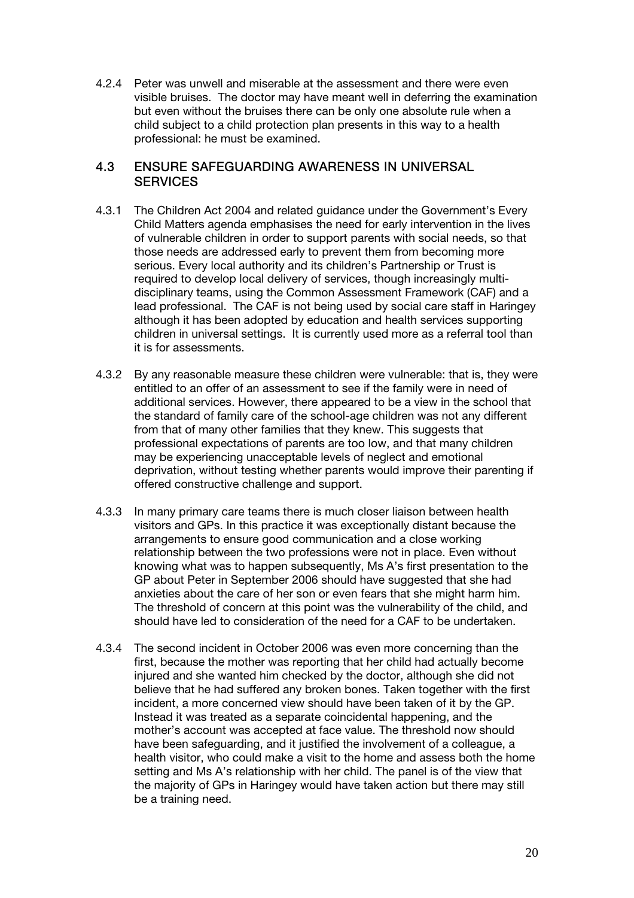4.2.4 Peter was unwell and miserable at the assessment and there were even visible bruises. The doctor may have meant well in deferring the examination but even without the bruises there can be only one absolute rule when a child subject to a child protection plan presents in this way to a health professional: he must be examined.

## 4.3 ENSURE SAFEGUARDING AWARENESS IN UNIVERSAL SERVICES

4.3.1 The Children Act 2004 and related guidance under the Government's Every Child Matters agenda emphasises the need for early intervention in the lives of vulnerable children in order to support parents with social needs, so that those needs are addressed early to prevent them from becoming more serious. Every local authority and its children's Partnership or Trust is required to develop local delivery of services, though increasingly multi-disciplinary teams, using the Common Assessment Framework (CAF) and a lead professional. The CAF is not being used by social care staff in Haringey although it has been adopted by education and health services supporting children in universal settings. It is currently used more as a referral tool than it is for assessments.

4.3.2 By any reasonable measure these children were vulnerable: that is, they were entitled to an offer of an assessment to see if the family were in need of additional services. However, there appeared to be a view in the school that the standard of family care of the school-age children was not any different from that of many other families that they knew. This suggests that professional expectations of parents are too low, and that many children may be experiencing unacceptable levels of neglect and emotional deprivation, without testing whether parents would improve their parenting if offered constructive challenge and support.

4.3.3 In many primary care teams there is much closer liaison between health visitors and GPs. In this practice it was exceptionally distant because the arrangements to ensure good communication and a close working relationship between the two professions were not in place. Even without knowing what was to happen subsequently, Ms A's first presentation to the GP about Peter in September 2006 should have suggested that she had anxieties about the care of her son or even fears that she might harm him. The threshold of concern at this point was the vulnerability of the child, and should have led to consideration of the need for a CAF to be undertaken.

4.3.4 The second incident in October 2006 was even more concerning than the first, because the mother was reporting that her child had actually become injured and she wanted him checked by the doctor, although she did not believe that he had suffered any broken bones. Taken together with the first incident, a more concerned view should have been taken of it by the GP. Instead it was treated as a separate coincidental happening, and the mother's account was accepted at face value. The threshold now should have been safeguarding, and it justified the involvement of a colleague, a health visitor, who could make a visit to the home and assess both the home setting and Ms A's relationship with her child. The panel is of the view that the majority of GPs in Haringey would have taken action but there may still be a training need.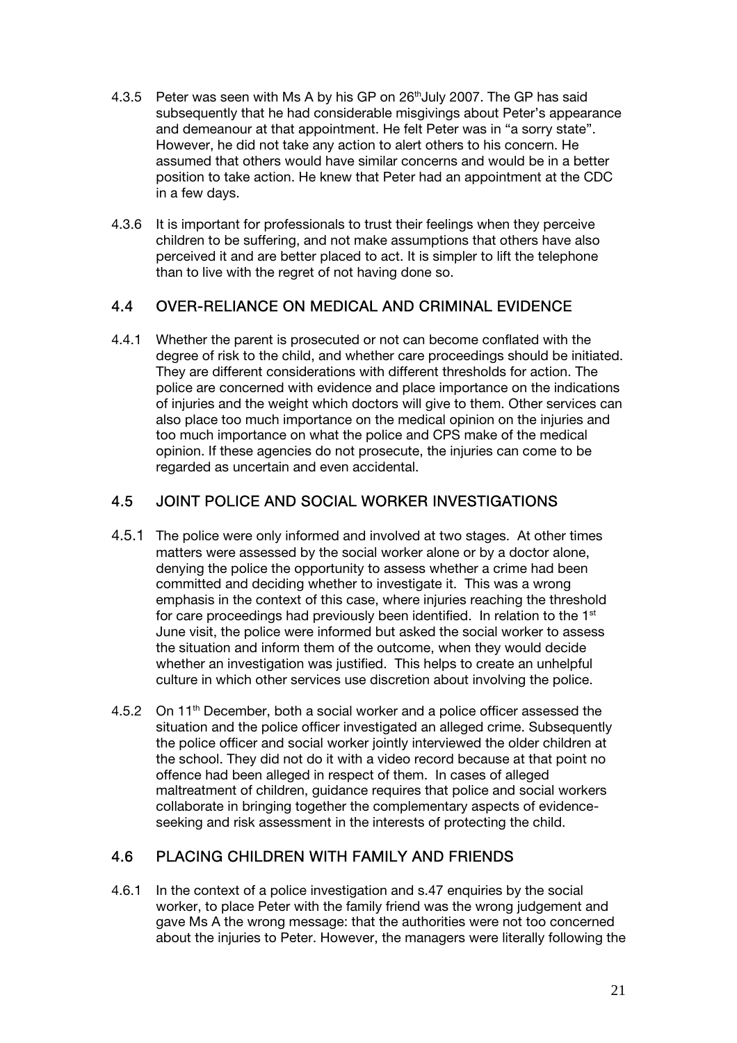4.3.5 Peter was seen with Ms A by his GP on 26th July 2007. The GP has said subsequently that he had considerable misgivings about Peter's appearance and demeanour at that appointment. He felt Peter was in "a sorry state". However, he did not take any action to alert others to his concern. He assumed that others would have similar concerns and would be in a better position to take action. He knew that Peter had an appointment at the CDC in a few days.

4.3.6 It is important for professionals to trust their feelings when they perceive children to be suffering, and not make assumptions that others have also perceived it and are better placed to act. It is simpler to lift the telephone than to live with the regret of not having done so.

## 4.4 OVER-RELIANCE ON MEDICAL AND CRIMINAL EVIDENCE

4.4.1 Whether the parent is prosecuted or not can become conflated with the degree of risk to the child, and whether care proceedings should be initiated. They are different considerations with different thresholds for action. The police are concerned with evidence and place importance on the indications of injuries and the weight which doctors will give to them. Other services can also place too much importance on the medical opinion on the injuries and too much importance on what the police and CPS make of the medical opinion. If these agencies do not prosecute, the injuries can come to be regarded as uncertain and even accidental.

## 4.5 JOINT POLICE AND SOCIAL WORKER INVESTIGATIONS

4.5.1 The police were only informed and involved at two stages. At other times matters were assessed by the social worker alone or by a doctor alone, denying the police the opportunity to assess whether a crime had been committed and deciding whether to investigate it. This was a wrong emphasis in the context of this case, where injuries reaching the threshold for care proceedings had previously been identified. In relation to the 1st June visit, the police were informed but asked the social worker to assess the situation and inform them of the outcome, when they would decide whether an investigation was justified. This helps to create an unhelpful culture in which other services use discretion about involving the police.

4.5.2 On 11th December, both a social worker and a police officer assessed the situation and the police officer investigated an alleged crime. Subsequently the police officer and social worker jointly interviewed the older children at the school. They did not do it with a video record because at that point no offence had been alleged in respect of them. In cases of alleged maltreatment of children, guidance requires that police and social workers collaborate in bringing together the complementary aspects of evidence-seeking and risk assessment in the interests of protecting the child.

## 4.6 PLACING CHILDREN WITH FAMILY AND FRIENDS

4.6.1 In the context of a police investigation and s.47 enquiries by the social worker, to place Peter with the family friend was the wrong judgement and gave Ms A the wrong message: that the authorities were not too concerned about the injuries to Peter. However, the managers were literally following the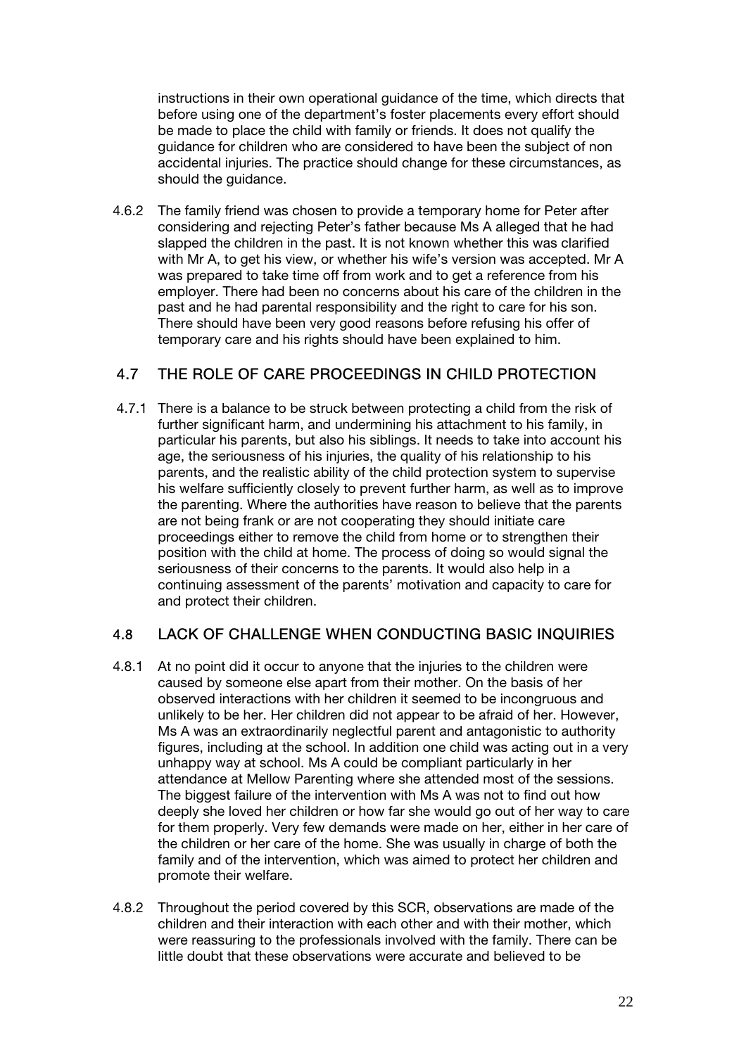instructions in their own operational guidance of the time, which directs that before using one of the department's foster placements every effort should be made to place the child with family or friends. It does not qualify the guidance for children who are considered to have been the subject of non accidental injuries. The practice should change for these circumstances, as should the guidance.

4.6.2 The family friend was chosen to provide a temporary home for Peter after considering and rejecting Peter's father because Ms A alleged that he had slapped the children in the past. It is not known whether this was clarified with Mr A, to get his view, or whether his wife's version was accepted. Mr A was prepared to take time off from work and to get a reference from his employer. There had been no concerns about his care of the children in the past and he had parental responsibility and the right to care for his son. There should have been very good reasons before refusing his offer of temporary care and his rights should have been explained to him.

## 4.7 THE ROLE OF CARE PROCEEDINGS IN CHILD PROTECTION

4.7.1 There is a balance to be struck between protecting a child from the risk of further significant harm, and undermining his attachment to his family, in particular his parents, but also his siblings. It needs to take into account his age, the seriousness of his injuries, the quality of his relationship to his parents, and the realistic ability of the child protection system to supervise his welfare sufficiently closely to prevent further harm, as well as to improve the parenting. Where the authorities have reason to believe that the parents are not being frank or are not cooperating they should initiate care proceedings either to remove the child from home or to strengthen their position with the child at home. The process of doing so would signal the seriousness of their concerns to the parents. It would also help in a continuing assessment of the parents' motivation and capacity to care for and protect their children.

## 4.8 LACK OF CHALLENGE WHEN CONDUCTING BASIC INQUIRIES

4.8.1 At no point did it occur to anyone that the injuries to the children were caused by someone else apart from their mother. On the basis of her observed interactions with her children it seemed to be incongruous and unlikely to be her. Her children did not appear to be afraid of her. However, Ms A was an extraordinarily neglectful parent and antagonistic to authority figures, including at the school. In addition one child was acting out in a very unhappy way at school. Ms A could be compliant particularly in her attendance at Mellow Parenting where she attended most of the sessions. The biggest failure of the intervention with Ms A was not to find out how deeply she loved her children or how far she would go out of her way to care for them properly. Very few demands were made on her, either in her care of the children or her care of the home. She was usually in charge of both the family and of the intervention, which was aimed to protect her children and promote their welfare.

4.8.2 Throughout the period covered by this SCR, observations are made of the children and their interaction with each other and with their mother, which were reassuring to the professionals involved with the family. There can be little doubt that these observations were accurate and believed to be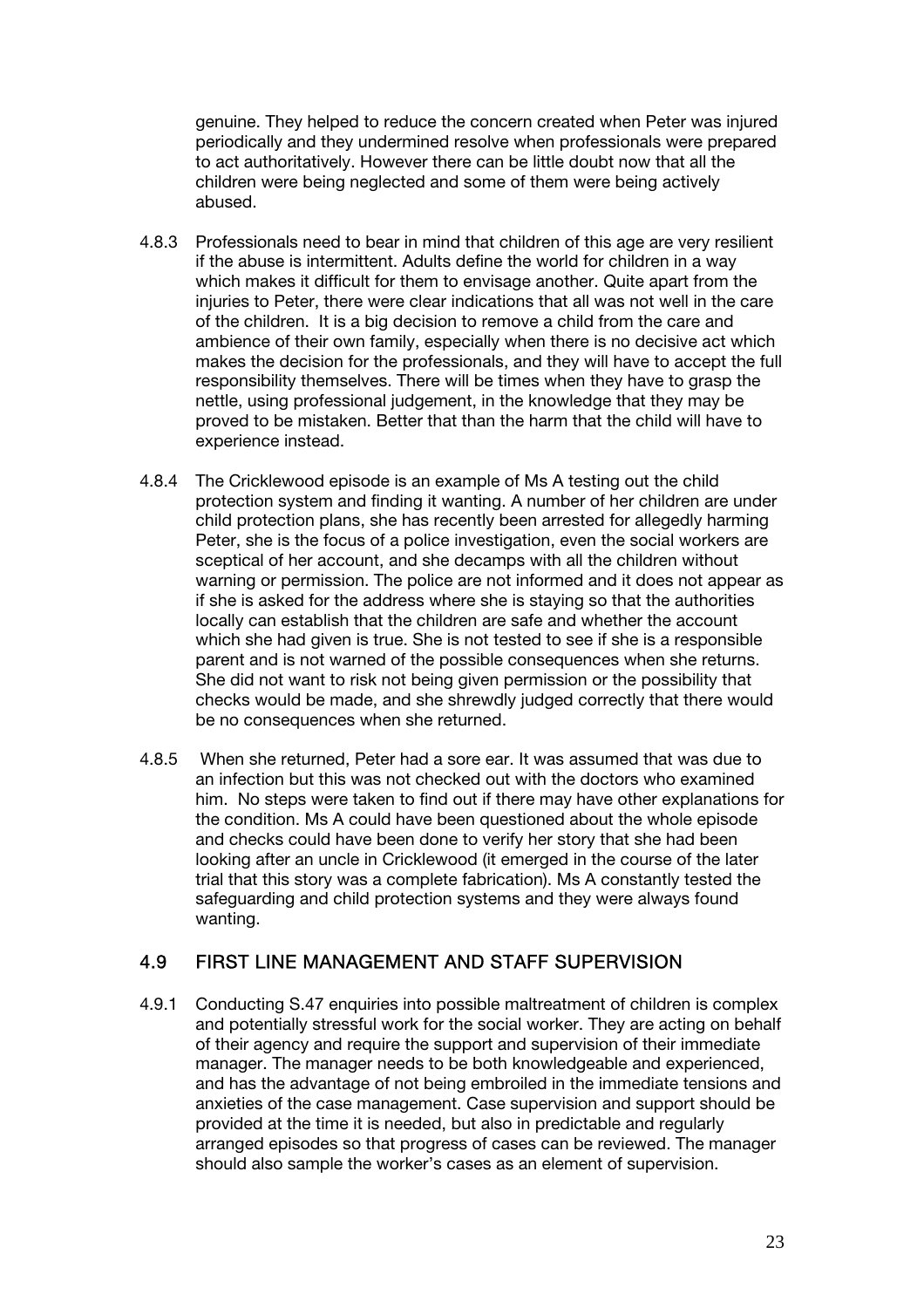genuine. They helped to reduce the concern created when Peter was injured periodically and they undermined resolve when professionals were prepared to act authoritatively. However there can be little doubt now that all the children were being neglected and some of them were being actively abused.

4.8.3 Professionals need to bear in mind that children of this age are very resilient if the abuse is intermittent. Adults define the world for children in a way which makes it difficult for them to envisage another. Quite apart from the injuries to Peter, there were clear indications that all was not well in the care of the children. It is a big decision to remove a child from the care and ambience of their own family, especially when there is no decisive act which makes the decision for the professionals, and they will have to accept the full responsibility themselves. There will be times when they have to grasp the nettle, using professional judgement, in the knowledge that they may be proved to be mistaken. Better that than the harm that the child will have to experience instead.

4.8.4 The Cricklewood episode is an example of Ms A testing out the child protection system and finding it wanting. A number of her children are under child protection plans, she has recently been arrested for allegedly harming Peter, she is the focus of a police investigation, even the social workers are sceptical of her account, and she decamps with all the children without warning or permission. The police are not informed and it does not appear as if she is asked for the address where she is staying so that the authorities locally can establish that the children are safe and whether the account which she had given is true. She is not tested to see if she is a responsible parent and is not warned of the possible consequences when she returns. She did not want to risk not being given permission or the possibility that checks would be made, and she shrewdly judged correctly that there would be no consequences when she returned.

4.8.5 When she returned, Peter had a sore ear. It was assumed that was due to an infection but this was not checked out with the doctors who examined him. No steps were taken to find out if there may have other explanations for the condition. Ms A could have been questioned about the whole episode and checks could have been done to verify her story that she had been looking after an uncle in Cricklewood (it emerged in the course of the later trial that this story was a complete fabrication). Ms A constantly tested the safeguarding and child protection systems and they were always found wanting.

## 4.9 FIRST LINE MANAGEMENT AND STAFF SUPERVISION

4.9.1 Conducting S.47 enquiries into possible maltreatment of children is complex and potentially stressful work for the social worker. They are acting on behalf of their agency and require the support and supervision of their immediate manager. The manager needs to be both knowledgeable and experienced, and has the advantage of not being embroiled in the immediate tensions and anxieties of the case management. Case supervision and support should be provided at the time it is needed, but also in predictable and regularly arranged episodes so that progress of cases can be reviewed. The manager should also sample the worker's cases as an element of supervision.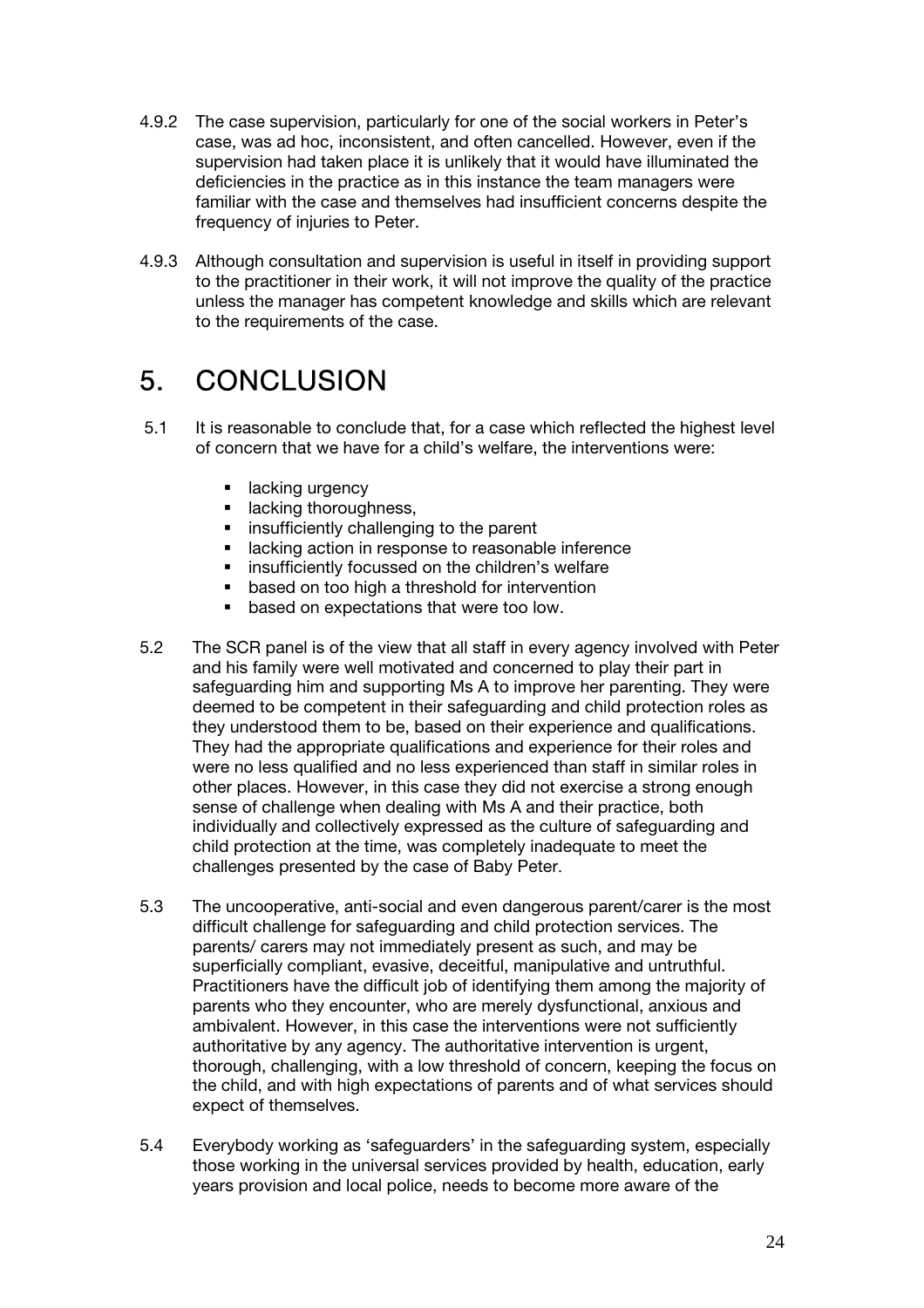4.9.2 The case supervision, particularly for one of the social workers in Peter's case, was ad hoc, inconsistent, and often cancelled. However, even if the supervision had taken place it is unlikely that it would have illuminated the deficiencies in the practice as in this instance the team managers were familiar with the case and themselves had insufficient concerns despite the frequency of injuries to Peter.

4.9.3 Although consultation and supervision is useful in itself in providing support to the practitioner in their work, it will not improve the quality of the practice unless the manager has competent knowledge and skills which are relevant to the requirements of the case.

# 5. CONCLUSION

5.1 It is reasonable to conclude that, for a case which reflected the highest level of concern that we have for a child's welfare, the interventions were:

- lacking urgency
- lacking thoroughness,
- insufficiently challenging to the parent
- lacking action in response to reasonable inference
- insufficiently focussed on the children's welfare
- based on too high a threshold for intervention
- based on expectations that were too low.

5.2 The SCR panel is of the view that all staff in every agency involved with Peter and his family were well motivated and concerned to play their part in safeguarding him and supporting Ms A to improve her parenting. They were deemed to be competent in their safeguarding and child protection roles as they understood them to be, based on their experience and qualifications. They had the appropriate qualifications and experience for their roles and were no less qualified and no less experienced than staff in similar roles in other places. However, in this case they did not exercise a strong enough sense of challenge when dealing with Ms A and their practice, both individually and collectively expressed as the culture of safeguarding and child protection at the time, was completely inadequate to meet the challenges presented by the case of Baby Peter.

5.3 The uncooperative, anti-social and even dangerous parent/carer is the most difficult challenge for safeguarding and child protection services. The parents/ carers may not immediately present as such, and may be superficially compliant, evasive, deceitful, manipulative and untruthful. Practitioners have the difficult job of identifying them among the majority of parents who they encounter, who are merely dysfunctional, anxious and ambivalent. However, in this case the interventions were not sufficiently authoritative by any agency. The authoritative intervention is urgent, thorough, challenging, with a low threshold of concern, keeping the focus on the child, and with high expectations of parents and of what services should expect of themselves.

5.4 Everybody working as 'safeguarders' in the safeguarding system, especially those working in the universal services provided by health, education, early years provision and local police, needs to become more aware of the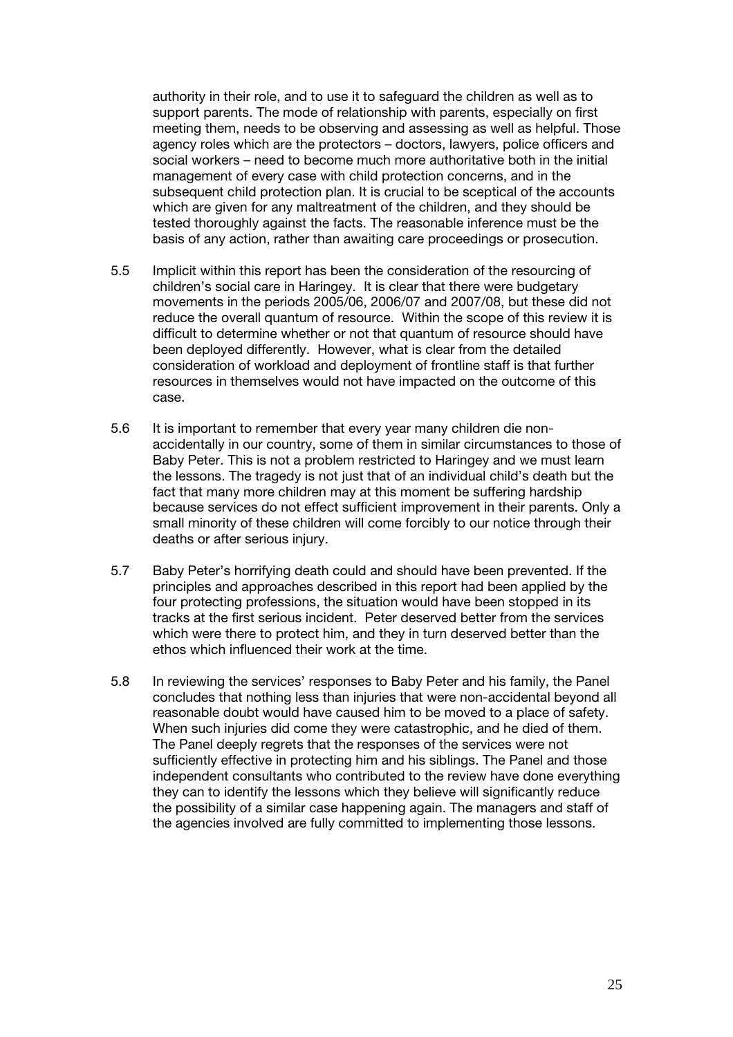authority in their role, and to use it to safeguard the children as well as to support parents. The mode of relationship with parents, especially on first meeting them, needs to be observing and assessing as well as helpful. Those agency roles which are the protectors – doctors, lawyers, police officers and social workers – need to become much more authoritative both in the initial management of every case with child protection concerns, and in the subsequent child protection plan. It is crucial to be sceptical of the accounts which are given for any maltreatment of the children, and they should be tested thoroughly against the facts. The reasonable inference must be the basis of any action, rather than awaiting care proceedings or prosecution.

5.5 Implicit within this report has been the consideration of the resourcing of children's social care in Haringey. It is clear that there were budgetary movements in the periods 2005/06, 2006/07 and 2007/08, but these did not reduce the overall quantum of resource. Within the scope of this review it is difficult to determine whether or not that quantum of resource should have been deployed differently. However, what is clear from the detailed consideration of workload and deployment of frontline staff is that further resources in themselves would not have impacted on the outcome of this case.

5.6 It is important to remember that every year many children die non-accidentally in our country, some of them in similar circumstances to those of Baby Peter. This is not a problem restricted to Haringey and we must learn the lessons. The tragedy is not just that of an individual child's death but the fact that many more children may at this moment be suffering hardship because services do not effect sufficient improvement in their parents. Only a small minority of these children will come forcibly to our notice through their deaths or after serious injury.

5.7 Baby Peter's horrifying death could and should have been prevented. If the principles and approaches described in this report had been applied by the four protecting professions, the situation would have been stopped in its tracks at the first serious incident. Peter deserved better from the services which were there to protect him, and they in turn deserved better than the ethos which influenced their work at the time.

5.8 In reviewing the services' responses to Baby Peter and his family, the Panel concludes that nothing less than injuries that were non-accidental beyond all reasonable doubt would have caused him to be moved to a place of safety. When such injuries did come they were catastrophic, and he died of them. The Panel deeply regrets that the responses of the services were not sufficiently effective in protecting him and his siblings. The Panel and those independent consultants who contributed to the review have done everything they can to identify the lessons which they believe will significantly reduce the possibility of a similar case happening again. The managers and staff of the agencies involved are fully committed to implementing those lessons.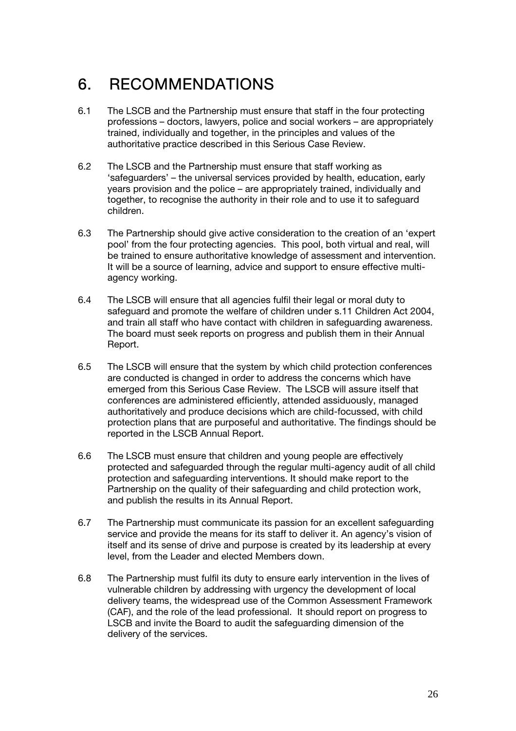# 6. RECOMMENDATIONS

6.1 The LSCB and the Partnership must ensure that staff in the four protecting professions – doctors, lawyers, police and social workers – are appropriately trained, individually and together, in the principles and values of the authoritative practice described in this Serious Case Review.

6.2 The LSCB and the Partnership must ensure that staff working as 'safeguarders' – the universal services provided by health, education, early years provision and the police – are appropriately trained, individually and together, to recognise the authority in their role and to use it to safeguard children.

6.3 The Partnership should give active consideration to the creation of an 'expert pool' from the four protecting agencies. This pool, both virtual and real, will be trained to ensure authoritative knowledge of assessment and intervention. It will be a source of learning, advice and support to ensure effective multi-agency working.

6.4 The LSCB will ensure that all agencies fulfil their legal or moral duty to safeguard and promote the welfare of children under s.11 Children Act 2004, and train all staff who have contact with children in safeguarding awareness. The board must seek reports on progress and publish them in their Annual Report.

6.5 The LSCB will ensure that the system by which child protection conferences are conducted is changed in order to address the concerns which have emerged from this Serious Case Review. The LSCB will assure itself that conferences are administered efficiently, attended assiduously, managed authoritatively and produce decisions which are child-focussed, with child protection plans that are purposeful and authoritative. The findings should be reported in the LSCB Annual Report.

6.6 The LSCB must ensure that children and young people are effectively protected and safeguarded through the regular multi-agency audit of all child protection and safeguarding interventions. It should make report to the Partnership on the quality of their safeguarding and child protection work, and publish the results in its Annual Report.

6.7 The Partnership must communicate its passion for an excellent safeguarding service and provide the means for its staff to deliver it. An agency's vision of itself and its sense of drive and purpose is created by its leadership at every level, from the Leader and elected Members down.

6.8 The Partnership must fulfil its duty to ensure early intervention in the lives of vulnerable children by addressing with urgency the development of local delivery teams, the widespread use of the Common Assessment Framework (CAF), and the role of the lead professional. It should report on progress to LSCB and invite the Board to audit the safeguarding dimension of the delivery of the services.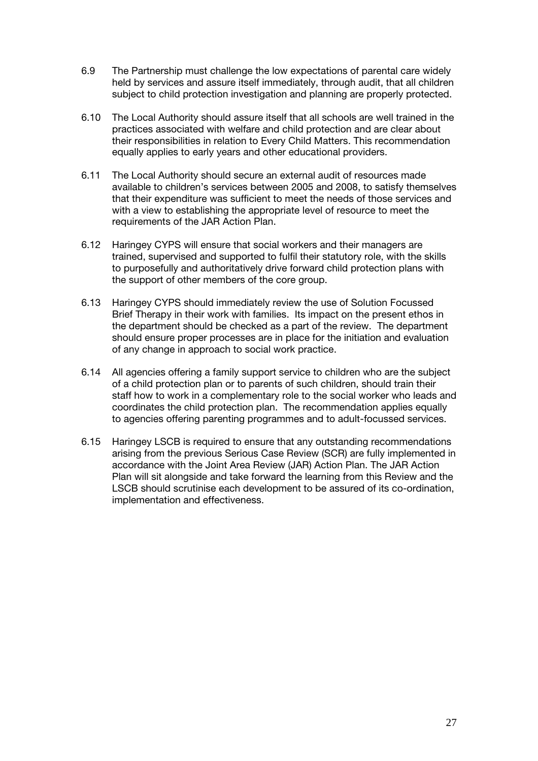6.9 The Partnership must challenge the low expectations of parental care widely held by services and assure itself immediately, through audit, that all children subject to child protection investigation and planning are properly protected.

6.10 The Local Authority should assure itself that all schools are well trained in the practices associated with welfare and child protection and are clear about their responsibilities in relation to Every Child Matters. This recommendation equally applies to early years and other educational providers.

6.11 The Local Authority should secure an external audit of resources made available to children's services between 2005 and 2008, to satisfy themselves that their expenditure was sufficient to meet the needs of those services and with a view to establishing the appropriate level of resource to meet the requirements of the JAR Action Plan.

6.12 Haringey CYPS will ensure that social workers and their managers are trained, supervised and supported to fulfil their statutory role, with the skills to purposefully and authoritatively drive forward child protection plans with the support of other members of the core group.

6.13 Haringey CYPS should immediately review the use of Solution Focussed Brief Therapy in their work with families. Its impact on the present ethos in the department should be checked as a part of the review. The department should ensure proper processes are in place for the initiation and evaluation of any change in approach to social work practice.

6.14 All agencies offering a family support service to children who are the subject of a child protection plan or to parents of such children, should train their staff how to work in a complementary role to the social worker who leads and coordinates the child protection plan. The recommendation applies equally to agencies offering parenting programmes and to adult-focussed services.

6.15 Haringey LSCB is required to ensure that any outstanding recommendations arising from the previous Serious Case Review (SCR) are fully implemented in accordance with the Joint Area Review (JAR) Action Plan. The JAR Action Plan will sit alongside and take forward the learning from this Review and the LSCB should scrutinise each development to be assured of its co-ordination, implementation and effectiveness.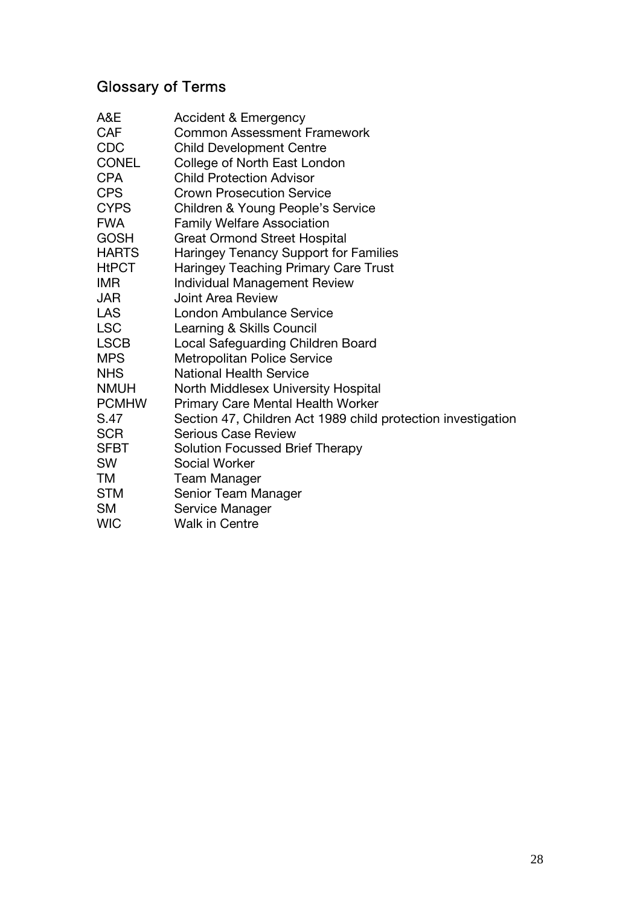## Glossary of Terms

| | |
|---|---|
| A&E | Accident & Emergency |
| CAF | Common Assessment Framework |
| CDC | Child Development Centre |
| CONEL | College of North East London |
| CPA | Child Protection Advisor |
| CPS | Crown Prosecution Service |
| CYPS | Children & Young People's Service |
| FWA | Family Welfare Association |
| GOSH | Great Ormond Street Hospital |
| HARTS | Haringey Tenancy Support for Families |
| HtPCT | Haringey Teaching Primary Care Trust |
| IMR | Individual Management Review |
| JAR | Joint Area Review |
| LAS | London Ambulance Service |
| LSC | Learning & Skills Council |
| LSCB | Local Safeguarding Children Board |
| MPS | Metropolitan Police Service |
| NHS | National Health Service |
| NMUH | North Middlesex University Hospital |
| PCMHW | Primary Care Mental Health Worker |
| S.47 | Section 47, Children Act 1989 child protection investigation |
| SCR | Serious Case Review |
| SFBT | Solution Focussed Brief Therapy |
| SW | Social Worker |
| TM | Team Manager |
| STM | Senior Team Manager |
| SM | Service Manager |
| WIC | Walk in Centre |